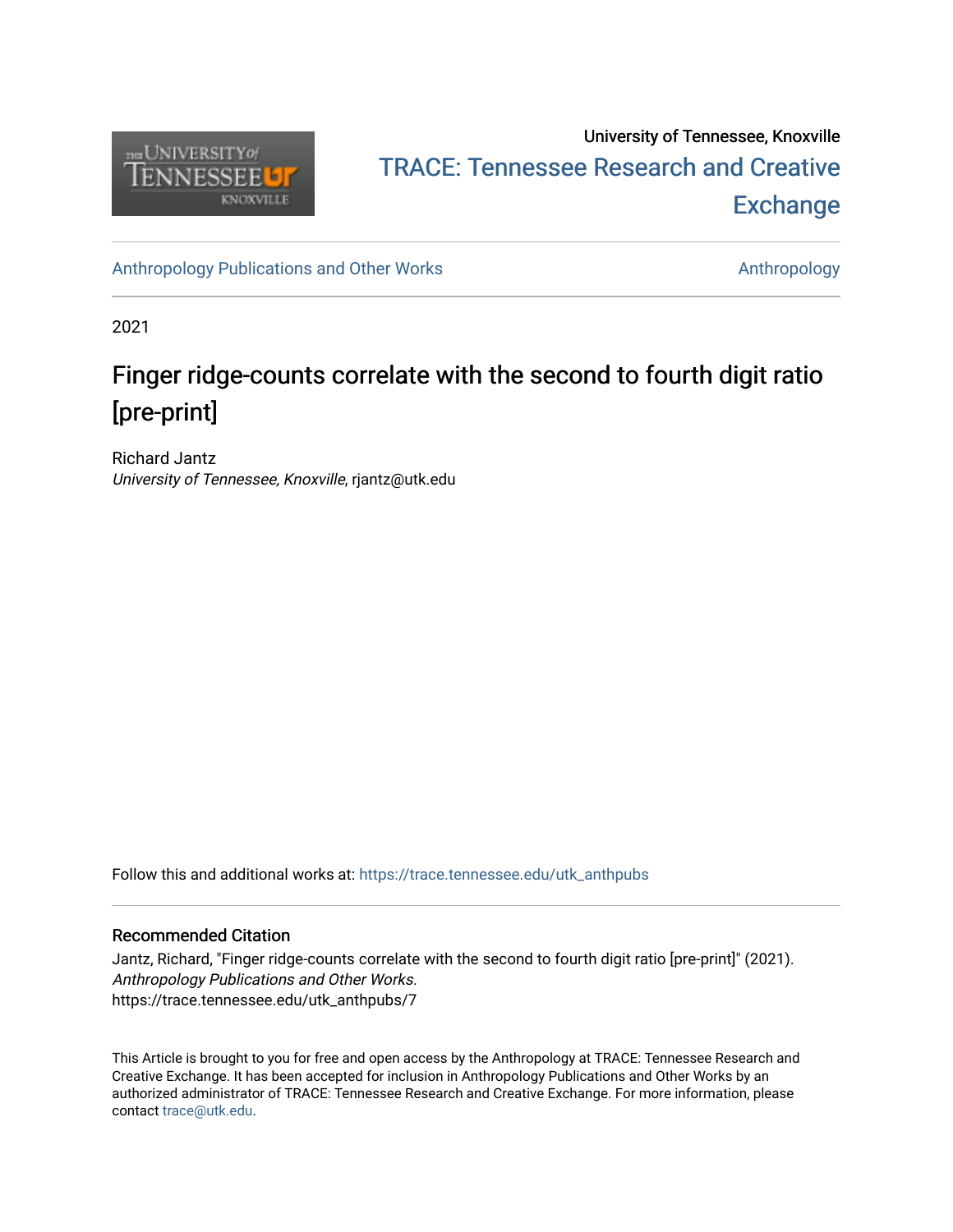University of Tennessee, Knoxville

TRACE: Tennessee Research and Creative Exchange

Anthropology Publications and Other Works

Anthropology

2021

# Finger ridge-counts correlate with the second to fourth digit ratio [pre-print]

Richard Jantz
*University of Tennessee, Knoxville*, rjantz@utk.edu

Follow this and additional works at: https://trace.tennessee.edu/utk_anthpubs

## Recommended Citation

Jantz, Richard, "Finger ridge-counts correlate with the second to fourth digit ratio [pre-print]" (2021). *Anthropology Publications and Other Works.*
https://trace.tennessee.edu/utk_anthpubs/7

This Article is brought to you for free and open access by the Anthropology at TRACE: Tennessee Research and Creative Exchange. It has been accepted for inclusion in Anthropology Publications and Other Works by an authorized administrator of TRACE: Tennessee Research and Creative Exchange. For more information, please contact trace@utk.edu.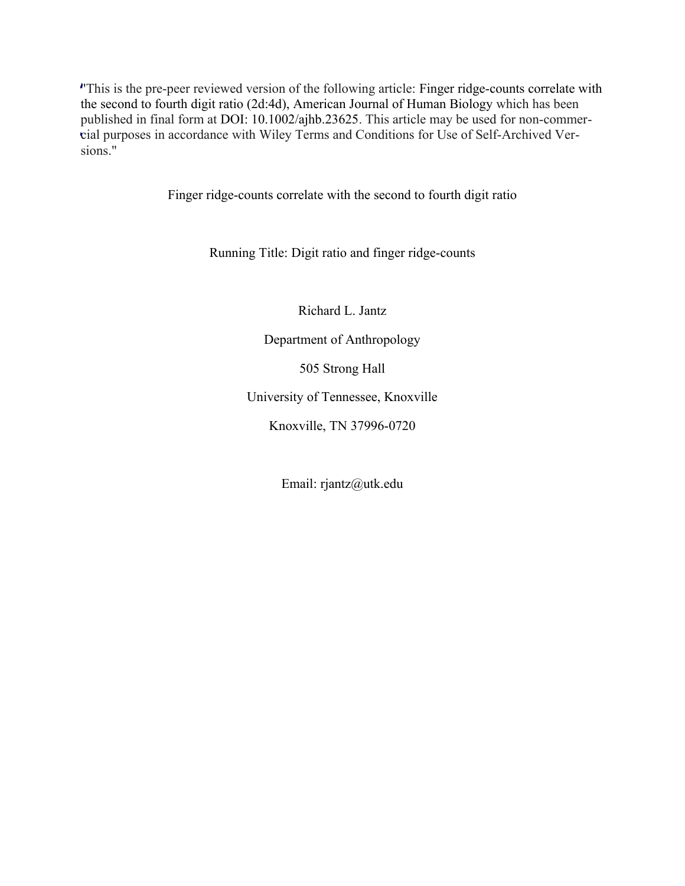"This is the pre-peer reviewed version of the following article: Finger ridge-counts correlate with the second to fourth digit ratio (2d:4d), American Journal of Human Biology which has been published in final form at DOI: 10.1002/ajhb.23625. This article may be used for non-commercial purposes in accordance with Wiley Terms and Conditions for Use of Self-Archived Versions."

# Finger ridge-counts correlate with the second to fourth digit ratio

Running Title: Digit ratio and finger ridge-counts

Richard L. Jantz

Department of Anthropology

505 Strong Hall

University of Tennessee, Knoxville

Knoxville, TN 37996-0720

Email: rjantz@utk.edu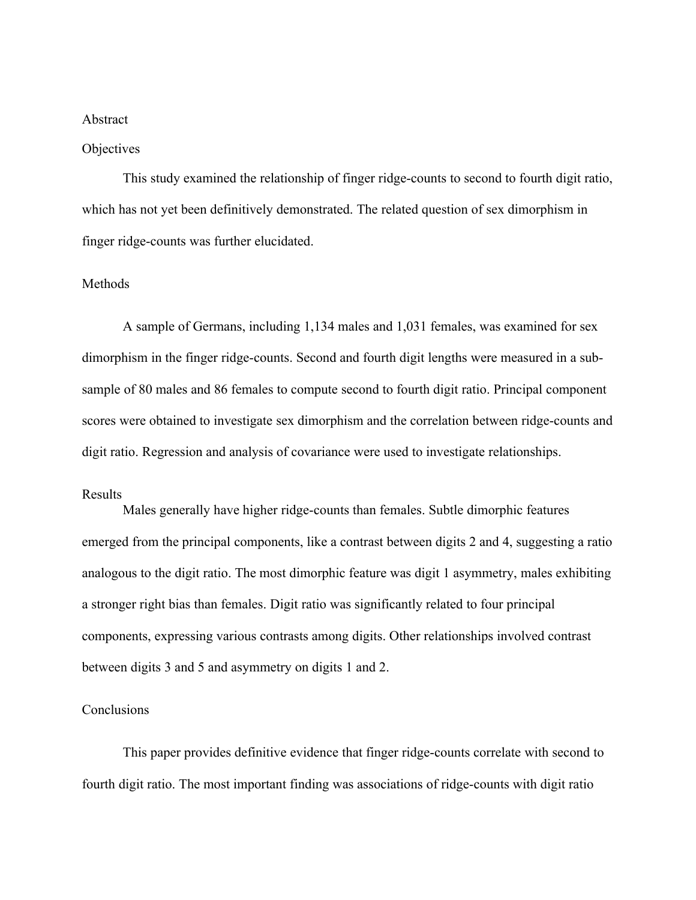## Abstract

### Objectives

This study examined the relationship of finger ridge-counts to second to fourth digit ratio, which has not yet been definitively demonstrated. The related question of sex dimorphism in finger ridge-counts was further elucidated.

### Methods

A sample of Germans, including 1,134 males and 1,031 females, was examined for sex dimorphism in the finger ridge-counts. Second and fourth digit lengths were measured in a sub-sample of 80 males and 86 females to compute second to fourth digit ratio. Principal component scores were obtained to investigate sex dimorphism and the correlation between ridge-counts and digit ratio. Regression and analysis of covariance were used to investigate relationships.

### Results

Males generally have higher ridge-counts than females. Subtle dimorphic features emerged from the principal components, like a contrast between digits 2 and 4, suggesting a ratio analogous to the digit ratio. The most dimorphic feature was digit 1 asymmetry, males exhibiting a stronger right bias than females. Digit ratio was significantly related to four principal components, expressing various contrasts among digits. Other relationships involved contrast between digits 3 and 5 and asymmetry on digits 1 and 2.

### Conclusions

This paper provides definitive evidence that finger ridge-counts correlate with second to fourth digit ratio. The most important finding was associations of ridge-counts with digit ratio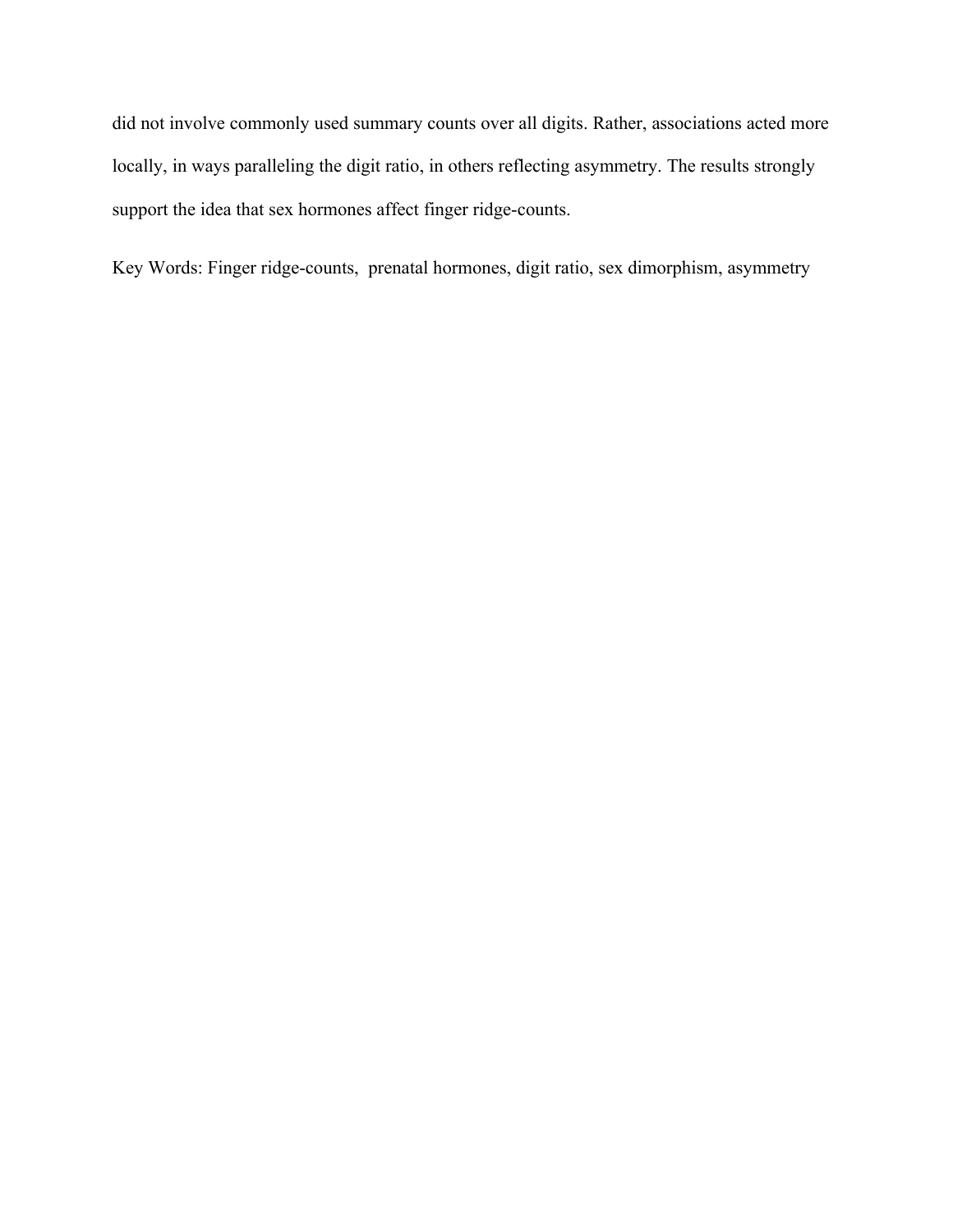did not involve commonly used summary counts over all digits. Rather, associations acted more locally, in ways paralleling the digit ratio, in others reflecting asymmetry. The results strongly support the idea that sex hormones affect finger ridge-counts.

Key Words: Finger ridge-counts, prenatal hormones, digit ratio, sex dimorphism, asymmetry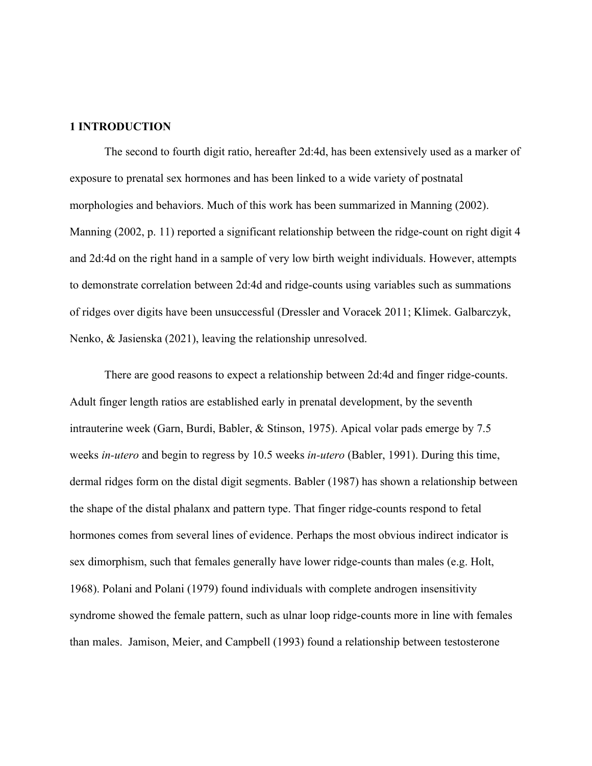## 1 INTRODUCTION

The second to fourth digit ratio, hereafter 2d:4d, has been extensively used as a marker of exposure to prenatal sex hormones and has been linked to a wide variety of postnatal morphologies and behaviors. Much of this work has been summarized in Manning (2002). Manning (2002, p. 11) reported a significant relationship between the ridge-count on right digit 4 and 2d:4d on the right hand in a sample of very low birth weight individuals. However, attempts to demonstrate correlation between 2d:4d and ridge-counts using variables such as summations of ridges over digits have been unsuccessful (Dressler and Voracek 2011; Klimek. Galbarczyk, Nenko, & Jasienska (2021), leaving the relationship unresolved.

There are good reasons to expect a relationship between 2d:4d and finger ridge-counts. Adult finger length ratios are established early in prenatal development, by the seventh intrauterine week (Garn, Burdi, Babler, & Stinson, 1975). Apical volar pads emerge by 7.5 weeks *in-utero* and begin to regress by 10.5 weeks *in-utero* (Babler, 1991). During this time, dermal ridges form on the distal digit segments. Babler (1987) has shown a relationship between the shape of the distal phalanx and pattern type. That finger ridge-counts respond to fetal hormones comes from several lines of evidence. Perhaps the most obvious indirect indicator is sex dimorphism, such that females generally have lower ridge-counts than males (e.g. Holt, 1968). Polani and Polani (1979) found individuals with complete androgen insensitivity syndrome showed the female pattern, such as ulnar loop ridge-counts more in line with females than males. Jamison, Meier, and Campbell (1993) found a relationship between testosterone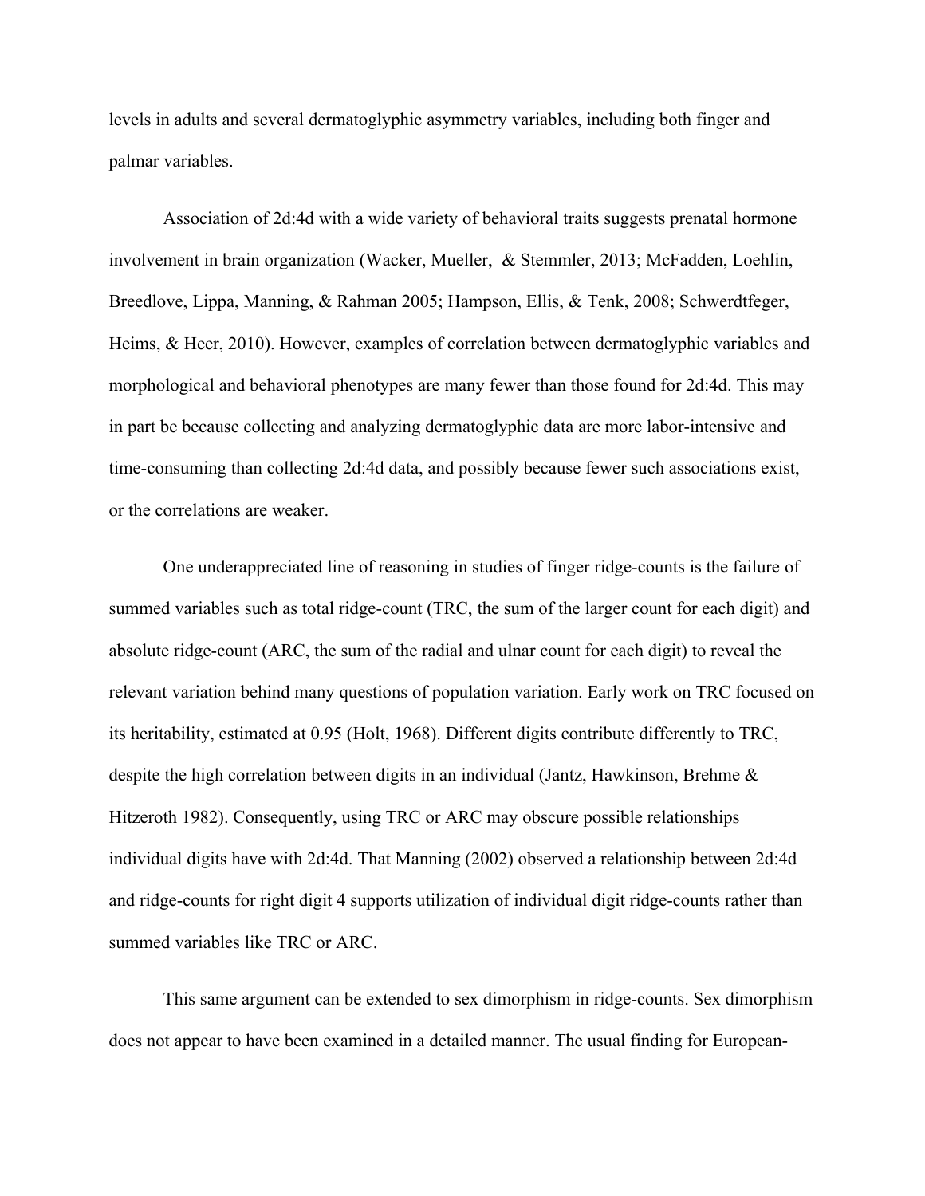levels in adults and several dermatoglyphic asymmetry variables, including both finger and palmar variables.

Association of 2d:4d with a wide variety of behavioral traits suggests prenatal hormone involvement in brain organization (Wacker, Mueller, & Stemmler, 2013; McFadden, Loehlin, Breedlove, Lippa, Manning, & Rahman 2005; Hampson, Ellis, & Tenk, 2008; Schwerdtfeger, Heims, & Heer, 2010). However, examples of correlation between dermatoglyphic variables and morphological and behavioral phenotypes are many fewer than those found for 2d:4d. This may in part be because collecting and analyzing dermatoglyphic data are more labor-intensive and time-consuming than collecting 2d:4d data, and possibly because fewer such associations exist, or the correlations are weaker.

One underappreciated line of reasoning in studies of finger ridge-counts is the failure of summed variables such as total ridge-count (TRC, the sum of the larger count for each digit) and absolute ridge-count (ARC, the sum of the radial and ulnar count for each digit) to reveal the relevant variation behind many questions of population variation. Early work on TRC focused on its heritability, estimated at 0.95 (Holt, 1968). Different digits contribute differently to TRC, despite the high correlation between digits in an individual (Jantz, Hawkinson, Brehme & Hitzeroth 1982). Consequently, using TRC or ARC may obscure possible relationships individual digits have with 2d:4d. That Manning (2002) observed a relationship between 2d:4d and ridge-counts for right digit 4 supports utilization of individual digit ridge-counts rather than summed variables like TRC or ARC.

This same argument can be extended to sex dimorphism in ridge-counts. Sex dimorphism does not appear to have been examined in a detailed manner. The usual finding for European-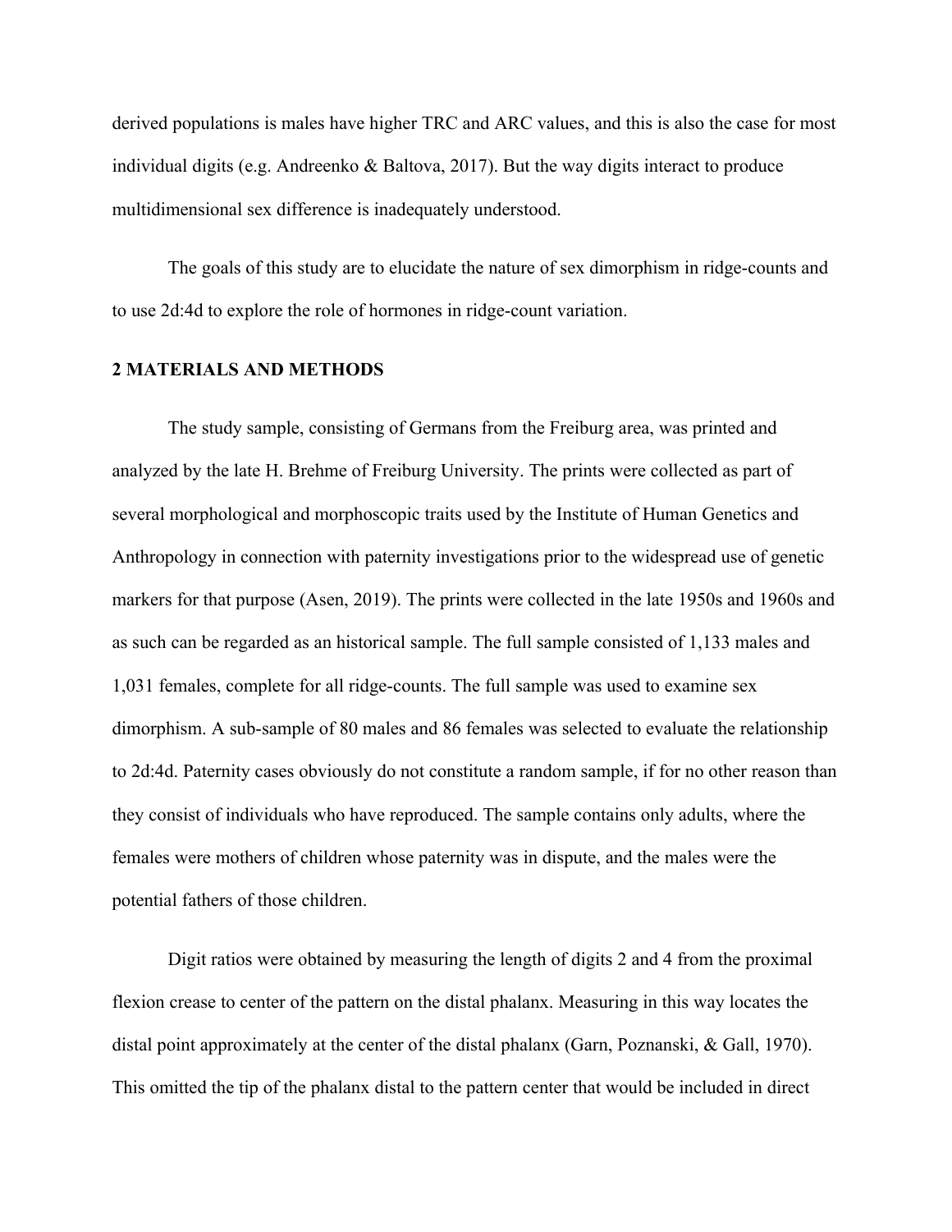derived populations is males have higher TRC and ARC values, and this is also the case for most individual digits (e.g. Andreenko & Baltova, 2017). But the way digits interact to produce multidimensional sex difference is inadequately understood.

The goals of this study are to elucidate the nature of sex dimorphism in ridge-counts and to use 2d:4d to explore the role of hormones in ridge-count variation.

## 2 MATERIALS AND METHODS

The study sample, consisting of Germans from the Freiburg area, was printed and analyzed by the late H. Brehme of Freiburg University. The prints were collected as part of several morphological and morphoscopic traits used by the Institute of Human Genetics and Anthropology in connection with paternity investigations prior to the widespread use of genetic markers for that purpose (Asen, 2019). The prints were collected in the late 1950s and 1960s and as such can be regarded as an historical sample. The full sample consisted of 1,133 males and 1,031 females, complete for all ridge-counts. The full sample was used to examine sex dimorphism. A sub-sample of 80 males and 86 females was selected to evaluate the relationship to 2d:4d. Paternity cases obviously do not constitute a random sample, if for no other reason than they consist of individuals who have reproduced. The sample contains only adults, where the females were mothers of children whose paternity was in dispute, and the males were the potential fathers of those children.

Digit ratios were obtained by measuring the length of digits 2 and 4 from the proximal flexion crease to center of the pattern on the distal phalanx. Measuring in this way locates the distal point approximately at the center of the distal phalanx (Garn, Poznanski, & Gall, 1970). This omitted the tip of the phalanx distal to the pattern center that would be included in direct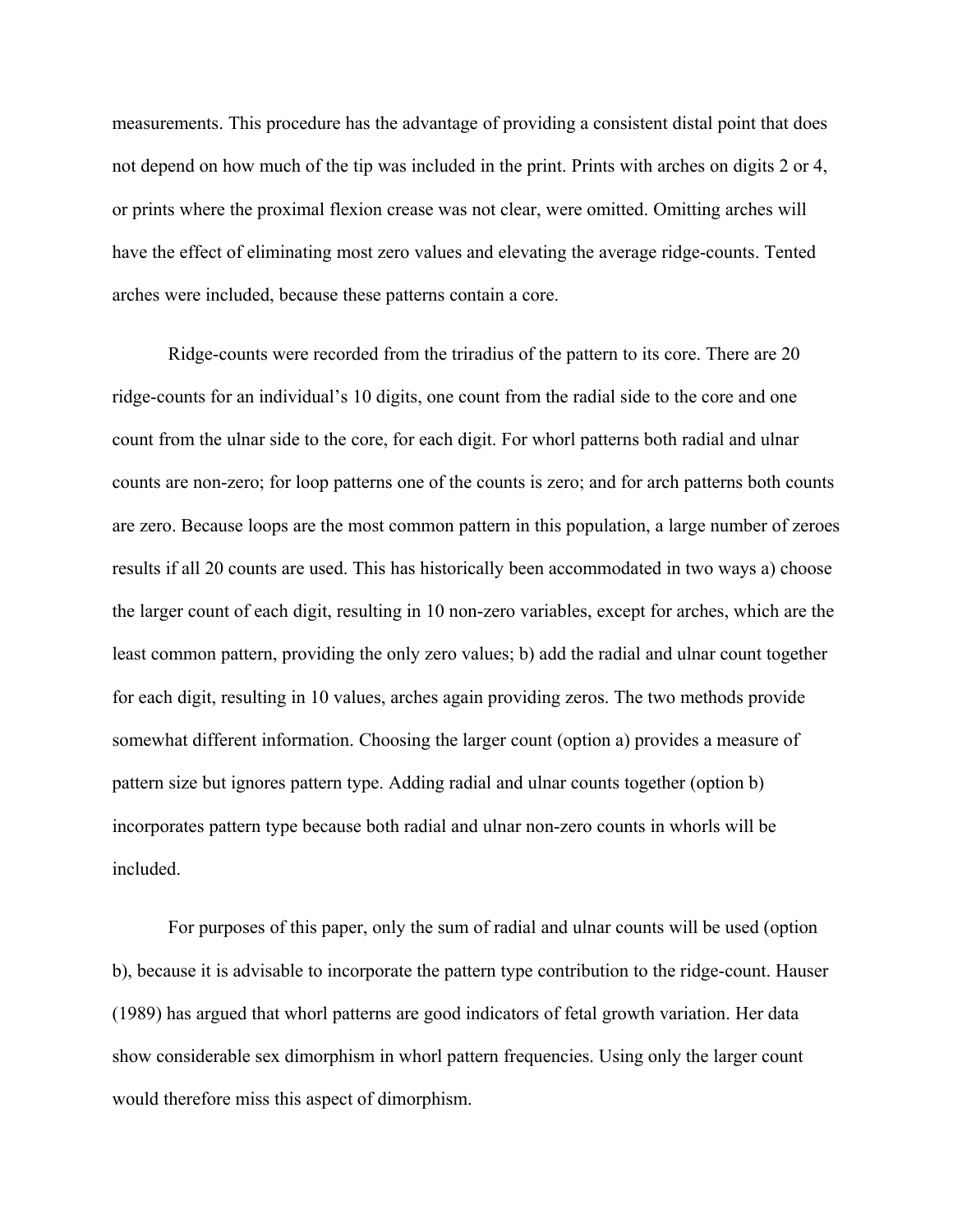measurements. This procedure has the advantage of providing a consistent distal point that does not depend on how much of the tip was included in the print. Prints with arches on digits 2 or 4, or prints where the proximal flexion crease was not clear, were omitted. Omitting arches will have the effect of eliminating most zero values and elevating the average ridge-counts. Tented arches were included, because these patterns contain a core.

Ridge-counts were recorded from the triradius of the pattern to its core. There are 20 ridge-counts for an individual's 10 digits, one count from the radial side to the core and one count from the ulnar side to the core, for each digit. For whorl patterns both radial and ulnar counts are non-zero; for loop patterns one of the counts is zero; and for arch patterns both counts are zero. Because loops are the most common pattern in this population, a large number of zeroes results if all 20 counts are used. This has historically been accommodated in two ways a) choose the larger count of each digit, resulting in 10 non-zero variables, except for arches, which are the least common pattern, providing the only zero values; b) add the radial and ulnar count together for each digit, resulting in 10 values, arches again providing zeros. The two methods provide somewhat different information. Choosing the larger count (option a) provides a measure of pattern size but ignores pattern type. Adding radial and ulnar counts together (option b) incorporates pattern type because both radial and ulnar non-zero counts in whorls will be included.

For purposes of this paper, only the sum of radial and ulnar counts will be used (option b), because it is advisable to incorporate the pattern type contribution to the ridge-count. Hauser (1989) has argued that whorl patterns are good indicators of fetal growth variation. Her data show considerable sex dimorphism in whorl pattern frequencies. Using only the larger count would therefore miss this aspect of dimorphism.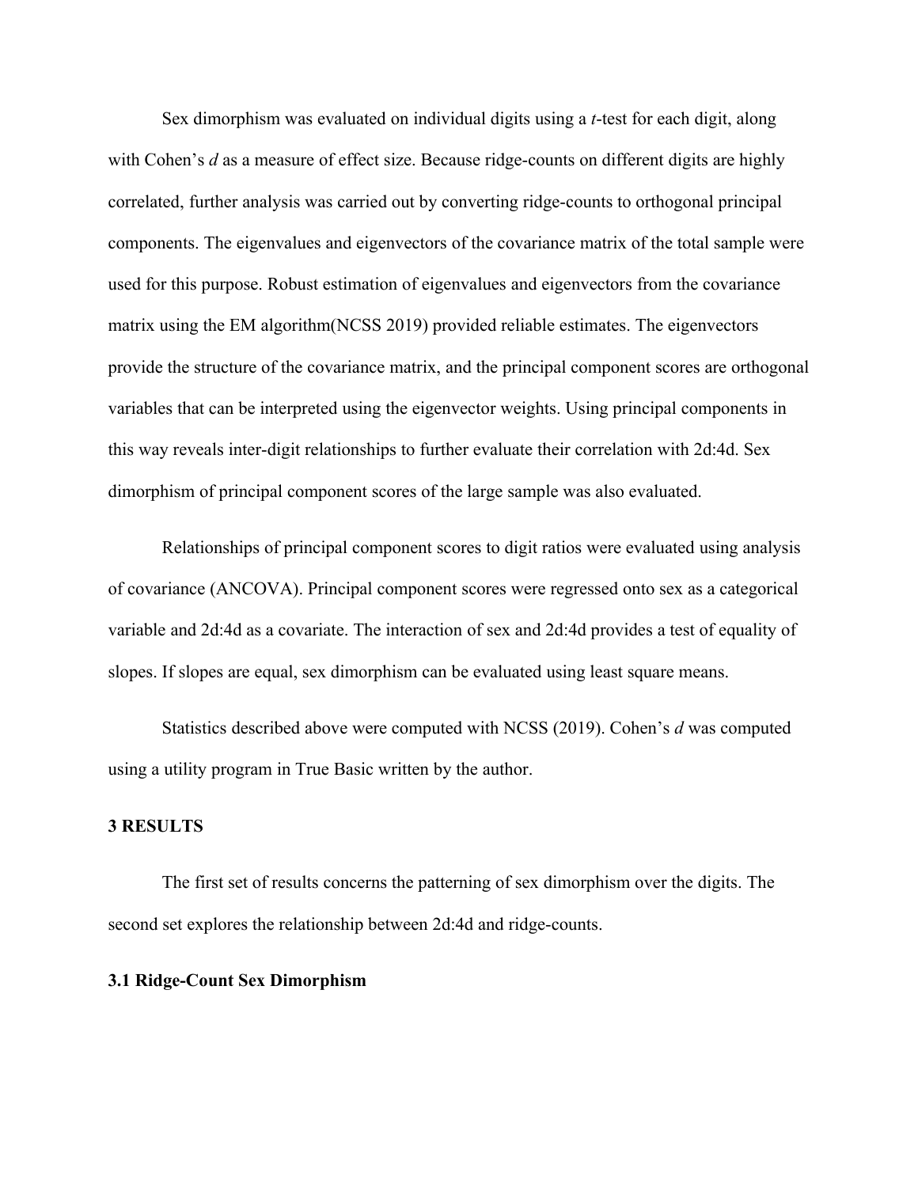Sex dimorphism was evaluated on individual digits using a *t*-test for each digit, along with Cohen's *d* as a measure of effect size. Because ridge-counts on different digits are highly correlated, further analysis was carried out by converting ridge-counts to orthogonal principal components. The eigenvalues and eigenvectors of the covariance matrix of the total sample were used for this purpose. Robust estimation of eigenvalues and eigenvectors from the covariance matrix using the EM algorithm(NCSS 2019) provided reliable estimates. The eigenvectors provide the structure of the covariance matrix, and the principal component scores are orthogonal variables that can be interpreted using the eigenvector weights. Using principal components in this way reveals inter-digit relationships to further evaluate their correlation with 2d:4d. Sex dimorphism of principal component scores of the large sample was also evaluated.

Relationships of principal component scores to digit ratios were evaluated using analysis of covariance (ANCOVA). Principal component scores were regressed onto sex as a categorical variable and 2d:4d as a covariate. The interaction of sex and 2d:4d provides a test of equality of slopes. If slopes are equal, sex dimorphism can be evaluated using least square means.

Statistics described above were computed with NCSS (2019). Cohen's *d* was computed using a utility program in True Basic written by the author.

## 3 RESULTS

The first set of results concerns the patterning of sex dimorphism over the digits. The second set explores the relationship between 2d:4d and ridge-counts.

### 3.1 Ridge-Count Sex Dimorphism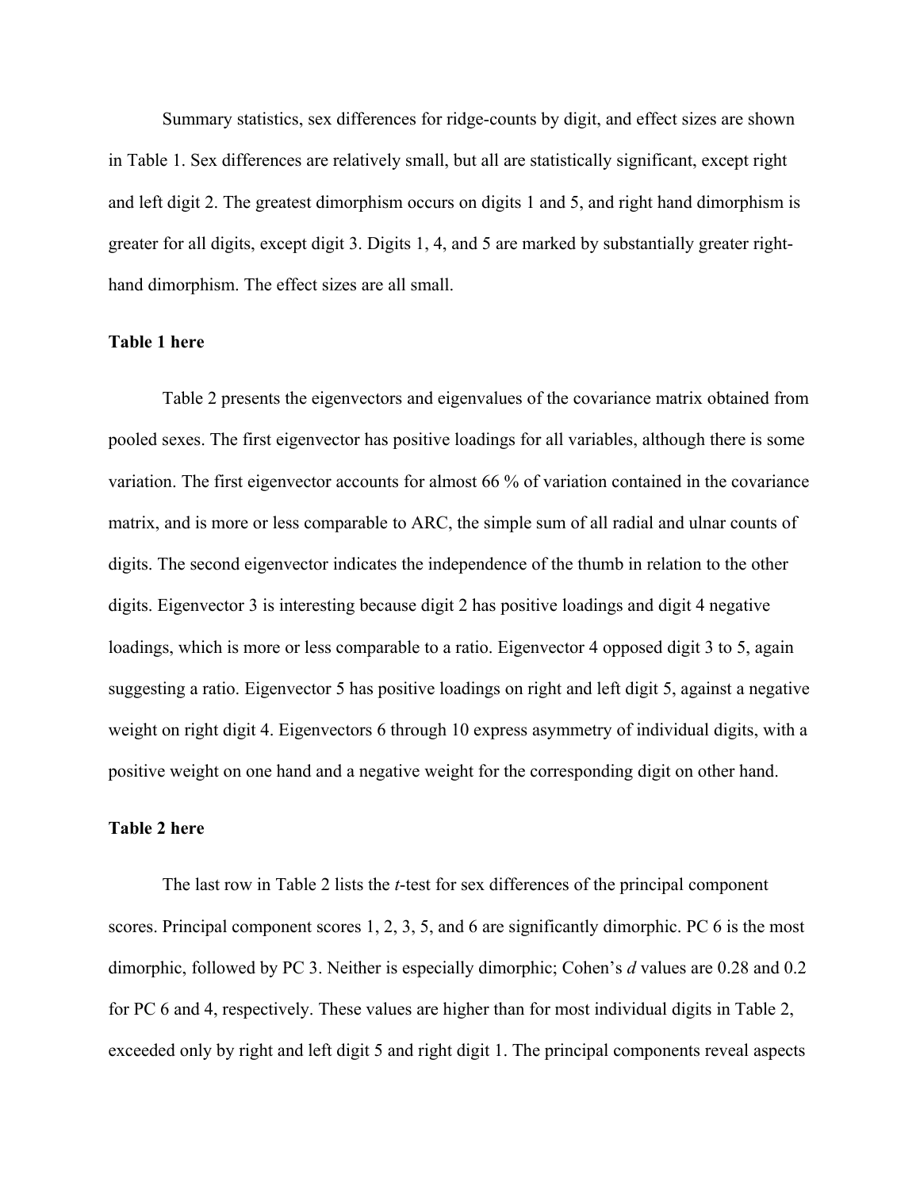Summary statistics, sex differences for ridge-counts by digit, and effect sizes are shown in Table 1. Sex differences are relatively small, but all are statistically significant, except right and left digit 2. The greatest dimorphism occurs on digits 1 and 5, and right hand dimorphism is greater for all digits, except digit 3. Digits 1, 4, and 5 are marked by substantially greater right-hand dimorphism. The effect sizes are all small.

**Table 1 here**

Table 2 presents the eigenvectors and eigenvalues of the covariance matrix obtained from pooled sexes. The first eigenvector has positive loadings for all variables, although there is some variation. The first eigenvector accounts for almost 66 % of variation contained in the covariance matrix, and is more or less comparable to ARC, the simple sum of all radial and ulnar counts of digits. The second eigenvector indicates the independence of the thumb in relation to the other digits. Eigenvector 3 is interesting because digit 2 has positive loadings and digit 4 negative loadings, which is more or less comparable to a ratio. Eigenvector 4 opposed digit 3 to 5, again suggesting a ratio. Eigenvector 5 has positive loadings on right and left digit 5, against a negative weight on right digit 4. Eigenvectors 6 through 10 express asymmetry of individual digits, with a positive weight on one hand and a negative weight for the corresponding digit on other hand.

**Table 2 here**

The last row in Table 2 lists the *t*-test for sex differences of the principal component scores. Principal component scores 1, 2, 3, 5, and 6 are significantly dimorphic. PC 6 is the most dimorphic, followed by PC 3. Neither is especially dimorphic; Cohen's *d* values are 0.28 and 0.2 for PC 6 and 4, respectively. These values are higher than for most individual digits in Table 2, exceeded only by right and left digit 5 and right digit 1. The principal components reveal aspects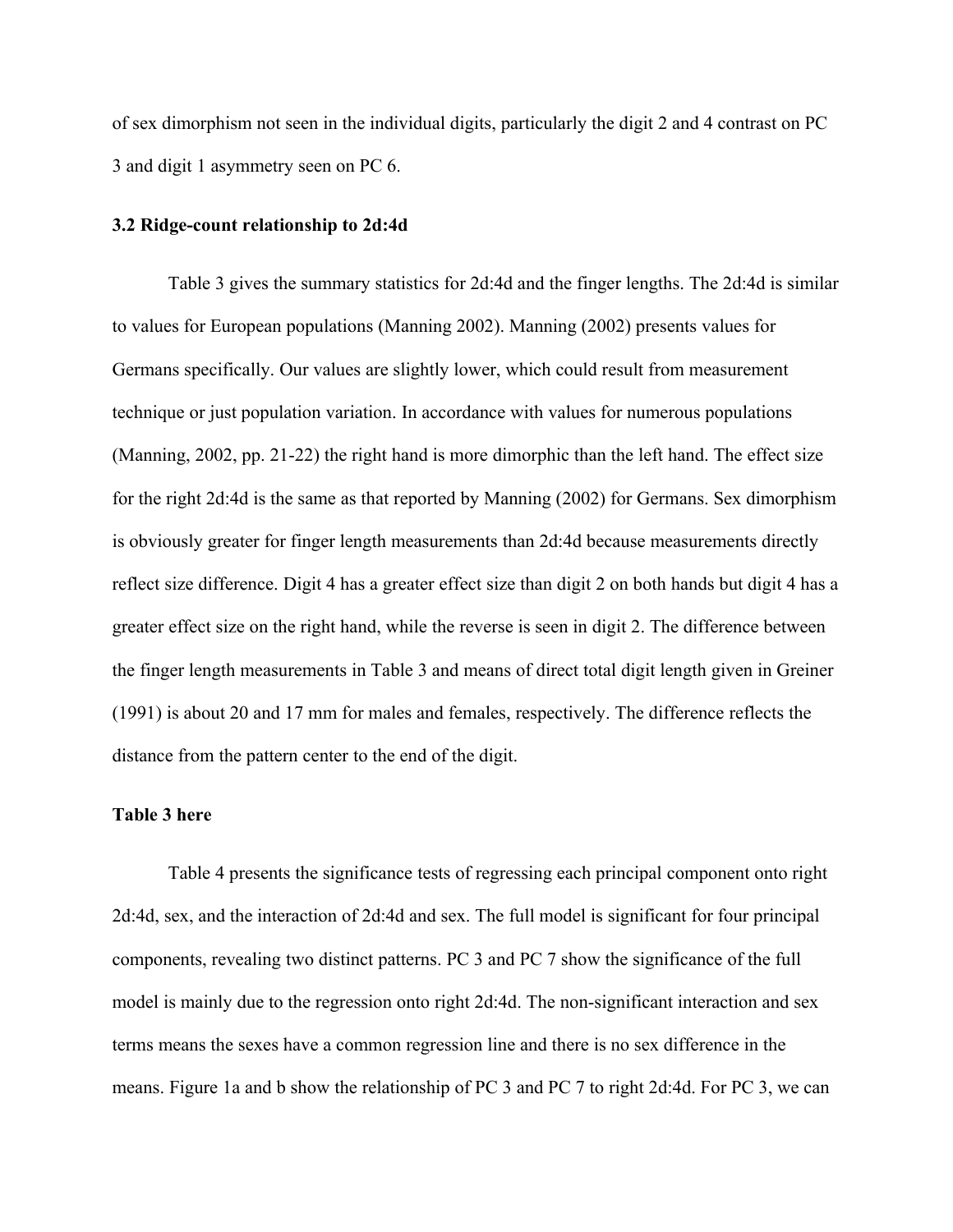of sex dimorphism not seen in the individual digits, particularly the digit 2 and 4 contrast on PC 3 and digit 1 asymmetry seen on PC 6.

### 3.2 Ridge-count relationship to 2d:4d

Table 3 gives the summary statistics for 2d:4d and the finger lengths. The 2d:4d is similar to values for European populations (Manning 2002). Manning (2002) presents values for Germans specifically. Our values are slightly lower, which could result from measurement technique or just population variation. In accordance with values for numerous populations (Manning, 2002, pp. 21-22) the right hand is more dimorphic than the left hand. The effect size for the right 2d:4d is the same as that reported by Manning (2002) for Germans. Sex dimorphism is obviously greater for finger length measurements than 2d:4d because measurements directly reflect size difference. Digit 4 has a greater effect size than digit 2 on both hands but digit 4 has a greater effect size on the right hand, while the reverse is seen in digit 2. The difference between the finger length measurements in Table 3 and means of direct total digit length given in Greiner (1991) is about 20 and 17 mm for males and females, respectively. The difference reflects the distance from the pattern center to the end of the digit.

**Table 3 here**

Table 4 presents the significance tests of regressing each principal component onto right 2d:4d, sex, and the interaction of 2d:4d and sex. The full model is significant for four principal components, revealing two distinct patterns. PC 3 and PC 7 show the significance of the full model is mainly due to the regression onto right 2d:4d. The non-significant interaction and sex terms means the sexes have a common regression line and there is no sex difference in the means. Figure 1a and b show the relationship of PC 3 and PC 7 to right 2d:4d. For PC 3, we can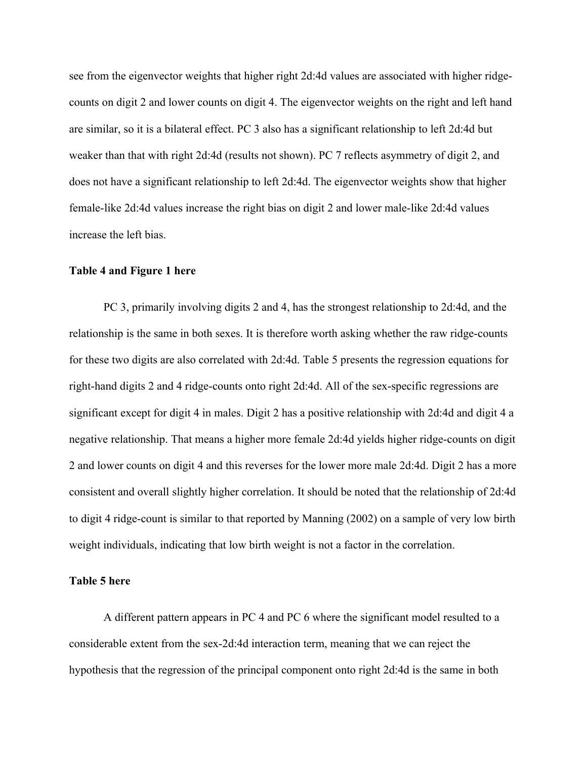see from the eigenvector weights that higher right 2d:4d values are associated with higher ridge-counts on digit 2 and lower counts on digit 4. The eigenvector weights on the right and left hand are similar, so it is a bilateral effect. PC 3 also has a significant relationship to left 2d:4d but weaker than that with right 2d:4d (results not shown). PC 7 reflects asymmetry of digit 2, and does not have a significant relationship to left 2d:4d. The eigenvector weights show that higher female-like 2d:4d values increase the right bias on digit 2 and lower male-like 2d:4d values increase the left bias.

**Table 4 and Figure 1 here**

PC 3, primarily involving digits 2 and 4, has the strongest relationship to 2d:4d, and the relationship is the same in both sexes. It is therefore worth asking whether the raw ridge-counts for these two digits are also correlated with 2d:4d. Table 5 presents the regression equations for right-hand digits 2 and 4 ridge-counts onto right 2d:4d. All of the sex-specific regressions are significant except for digit 4 in males. Digit 2 has a positive relationship with 2d:4d and digit 4 a negative relationship. That means a higher more female 2d:4d yields higher ridge-counts on digit 2 and lower counts on digit 4 and this reverses for the lower more male 2d:4d. Digit 2 has a more consistent and overall slightly higher correlation. It should be noted that the relationship of 2d:4d to digit 4 ridge-count is similar to that reported by Manning (2002) on a sample of very low birth weight individuals, indicating that low birth weight is not a factor in the correlation.

**Table 5 here**

A different pattern appears in PC 4 and PC 6 where the significant model resulted to a considerable extent from the sex-2d:4d interaction term, meaning that we can reject the hypothesis that the regression of the principal component onto right 2d:4d is the same in both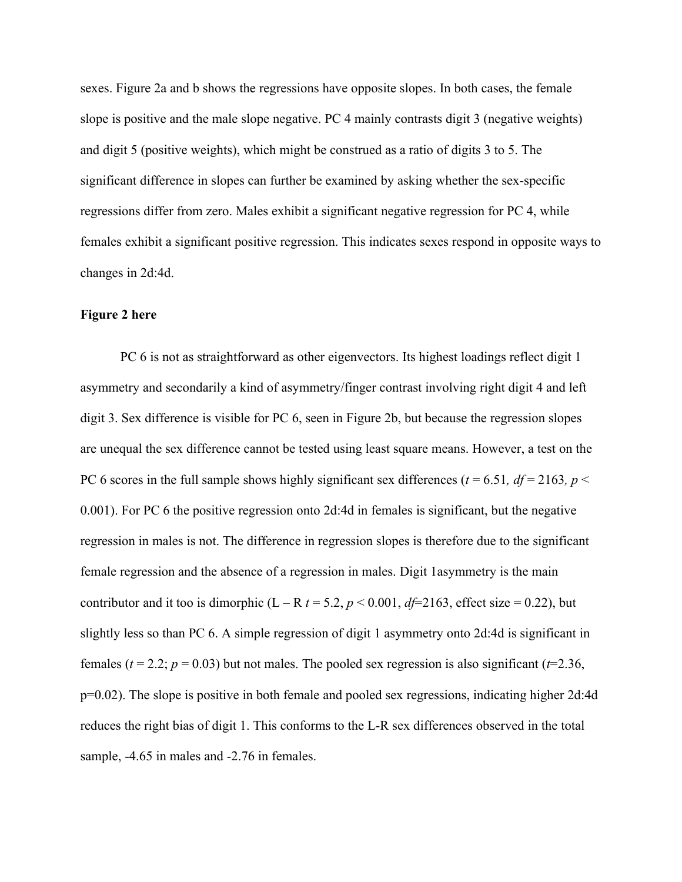sexes. Figure 2a and b shows the regressions have opposite slopes. In both cases, the female slope is positive and the male slope negative. PC 4 mainly contrasts digit 3 (negative weights) and digit 5 (positive weights), which might be construed as a ratio of digits 3 to 5. The significant difference in slopes can further be examined by asking whether the sex-specific regressions differ from zero. Males exhibit a significant negative regression for PC 4, while females exhibit a significant positive regression. This indicates sexes respond in opposite ways to changes in 2d:4d.

**Figure 2 here**

PC 6 is not as straightforward as other eigenvectors. Its highest loadings reflect digit 1 asymmetry and secondarily a kind of asymmetry/finger contrast involving right digit 4 and left digit 3. Sex difference is visible for PC 6, seen in Figure 2b, but because the regression slopes are unequal the sex difference cannot be tested using least square means. However, a test on the PC 6 scores in the full sample shows highly significant sex differences ($t = 6.51$, $df = 2163$, $p < 0.001$). For PC 6 the positive regression onto 2d:4d in females is significant, but the negative regression in males is not. The difference in regression slopes is therefore due to the significant female regression and the absence of a regression in males. Digit 1asymmetry is the main contributor and it too is dimorphic (L – R $t = 5.2$, $p < 0.001$, $df$=2163, effect size = 0.22), but slightly less so than PC 6. A simple regression of digit 1 asymmetry onto 2d:4d is significant in females ($t = 2.2$; $p = 0.03$) but not males. The pooled sex regression is also significant ($t$=2.36, p=0.02). The slope is positive in both female and pooled sex regressions, indicating higher 2d:4d reduces the right bias of digit 1. This conforms to the L-R sex differences observed in the total sample, -4.65 in males and -2.76 in females.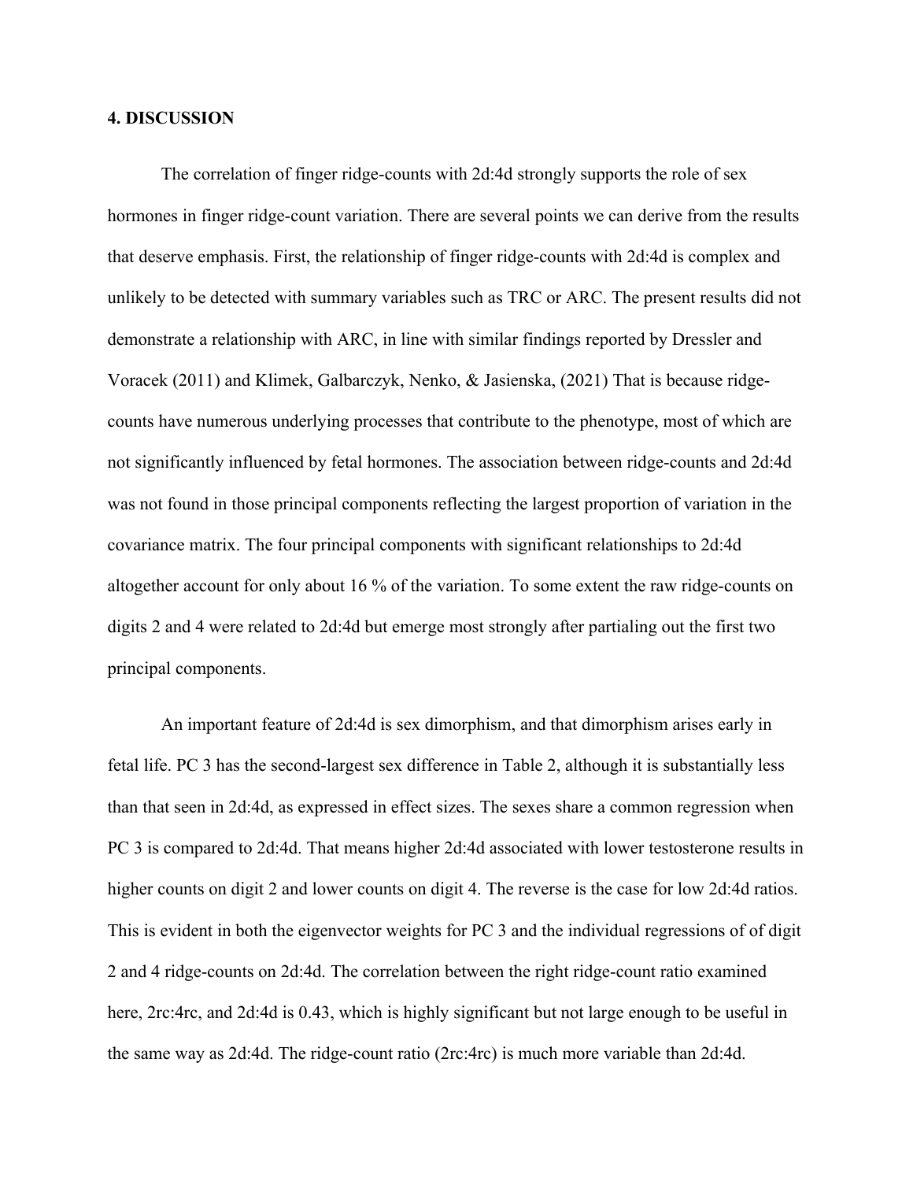## 4. DISCUSSION

The correlation of finger ridge-counts with 2d:4d strongly supports the role of sex hormones in finger ridge-count variation. There are several points we can derive from the results that deserve emphasis. First, the relationship of finger ridge-counts with 2d:4d is complex and unlikely to be detected with summary variables such as TRC or ARC. The present results did not demonstrate a relationship with ARC, in line with similar findings reported by Dressler and Voracek (2011) and Klimek, Galbarczyk, Nenko, & Jasienska, (2021) That is because ridge-counts have numerous underlying processes that contribute to the phenotype, most of which are not significantly influenced by fetal hormones. The association between ridge-counts and 2d:4d was not found in those principal components reflecting the largest proportion of variation in the covariance matrix. The four principal components with significant relationships to 2d:4d altogether account for only about 16 % of the variation. To some extent the raw ridge-counts on digits 2 and 4 were related to 2d:4d but emerge most strongly after partialing out the first two principal components.

An important feature of 2d:4d is sex dimorphism, and that dimorphism arises early in fetal life. PC 3 has the second-largest sex difference in Table 2, although it is substantially less than that seen in 2d:4d, as expressed in effect sizes. The sexes share a common regression when PC 3 is compared to 2d:4d. That means higher 2d:4d associated with lower testosterone results in higher counts on digit 2 and lower counts on digit 4. The reverse is the case for low 2d:4d ratios. This is evident in both the eigenvector weights for PC 3 and the individual regressions of of digit 2 and 4 ridge-counts on 2d:4d. The correlation between the right ridge-count ratio examined here, 2rc:4rc, and 2d:4d is 0.43, which is highly significant but not large enough to be useful in the same way as 2d:4d. The ridge-count ratio (2rc:4rc) is much more variable than 2d:4d.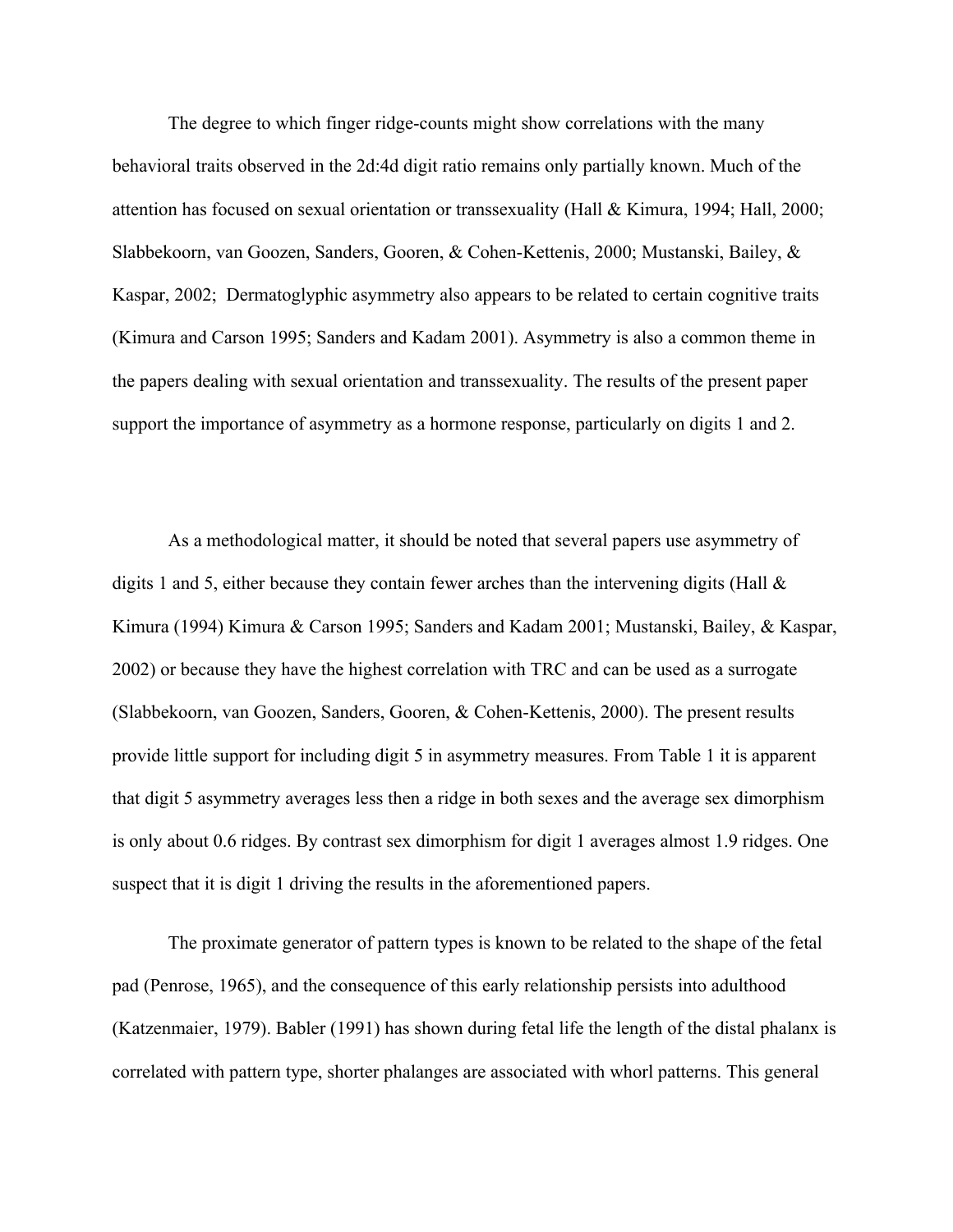The degree to which finger ridge-counts might show correlations with the many behavioral traits observed in the 2d:4d digit ratio remains only partially known. Much of the attention has focused on sexual orientation or transsexuality (Hall & Kimura, 1994; Hall, 2000; Slabbekoorn, van Goozen, Sanders, Gooren, & Cohen-Kettenis, 2000; Mustanski, Bailey, & Kaspar, 2002;  Dermatoglyphic asymmetry also appears to be related to certain cognitive traits (Kimura and Carson 1995; Sanders and Kadam 2001). Asymmetry is also a common theme in the papers dealing with sexual orientation and transsexuality. The results of the present paper support the importance of asymmetry as a hormone response, particularly on digits 1 and 2.

As a methodological matter, it should be noted that several papers use asymmetry of digits 1 and 5, either because they contain fewer arches than the intervening digits (Hall & Kimura (1994) Kimura & Carson 1995; Sanders and Kadam 2001; Mustanski, Bailey, & Kaspar, 2002) or because they have the highest correlation with TRC and can be used as a surrogate (Slabbekoorn, van Goozen, Sanders, Gooren, & Cohen-Kettenis, 2000). The present results provide little support for including digit 5 in asymmetry measures. From Table 1 it is apparent that digit 5 asymmetry averages less then a ridge in both sexes and the average sex dimorphism is only about 0.6 ridges. By contrast sex dimorphism for digit 1 averages almost 1.9 ridges. One suspect that it is digit 1 driving the results in the aforementioned papers.

The proximate generator of pattern types is known to be related to the shape of the fetal pad (Penrose, 1965), and the consequence of this early relationship persists into adulthood (Katzenmaier, 1979). Babler (1991) has shown during fetal life the length of the distal phalanx is correlated with pattern type, shorter phalanges are associated with whorl patterns. This general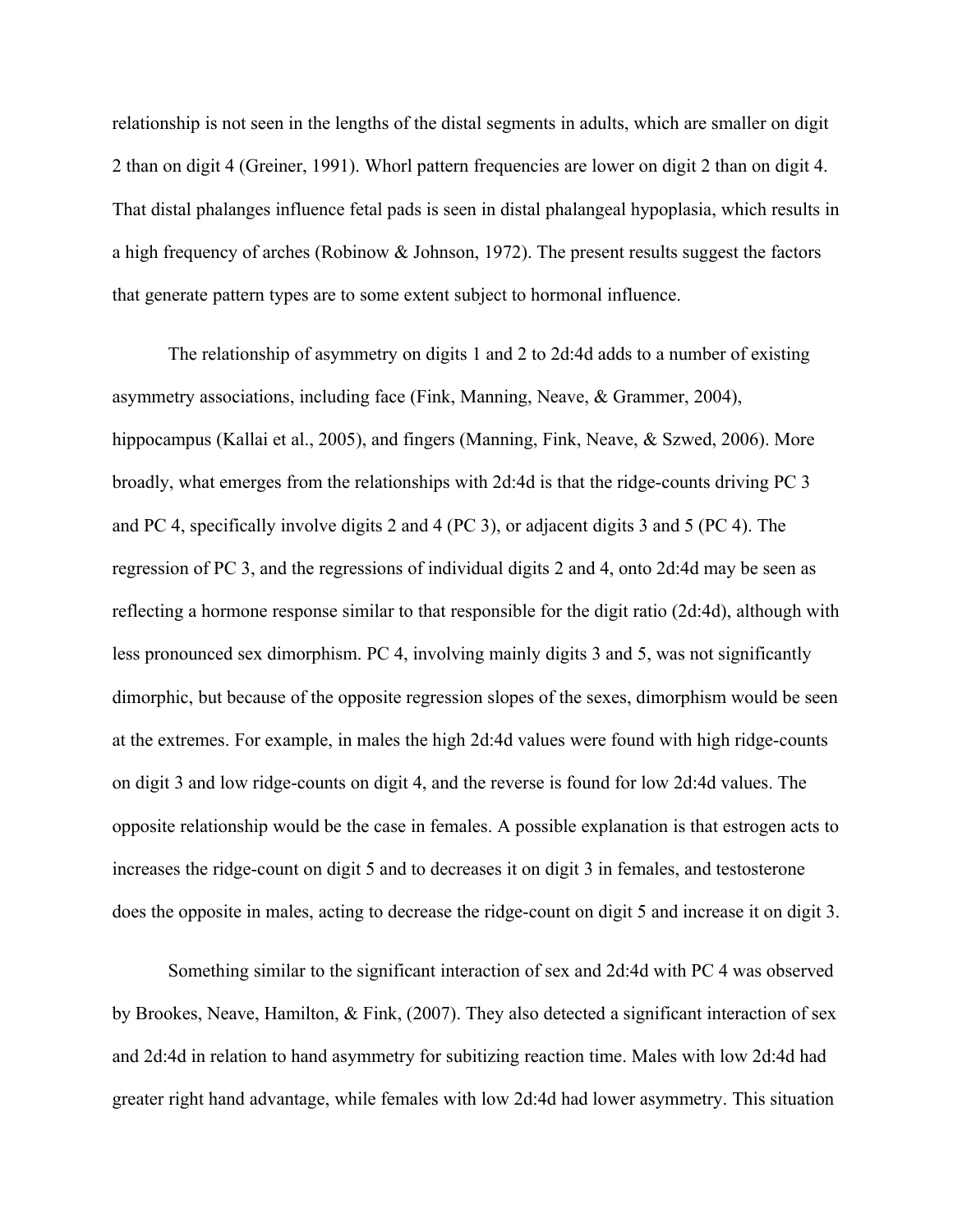relationship is not seen in the lengths of the distal segments in adults, which are smaller on digit 2 than on digit 4 (Greiner, 1991). Whorl pattern frequencies are lower on digit 2 than on digit 4. That distal phalanges influence fetal pads is seen in distal phalangeal hypoplasia, which results in a high frequency of arches (Robinow & Johnson, 1972). The present results suggest the factors that generate pattern types are to some extent subject to hormonal influence.

The relationship of asymmetry on digits 1 and 2 to 2d:4d adds to a number of existing asymmetry associations, including face (Fink, Manning, Neave, & Grammer, 2004), hippocampus (Kallai et al., 2005), and fingers (Manning, Fink, Neave, & Szwed, 2006). More broadly, what emerges from the relationships with 2d:4d is that the ridge-counts driving PC 3 and PC 4, specifically involve digits 2 and 4 (PC 3), or adjacent digits 3 and 5 (PC 4). The regression of PC 3, and the regressions of individual digits 2 and 4, onto 2d:4d may be seen as reflecting a hormone response similar to that responsible for the digit ratio (2d:4d), although with less pronounced sex dimorphism. PC 4, involving mainly digits 3 and 5, was not significantly dimorphic, but because of the opposite regression slopes of the sexes, dimorphism would be seen at the extremes. For example, in males the high 2d:4d values were found with high ridge-counts on digit 3 and low ridge-counts on digit 4, and the reverse is found for low 2d:4d values. The opposite relationship would be the case in females. A possible explanation is that estrogen acts to increases the ridge-count on digit 5 and to decreases it on digit 3 in females, and testosterone does the opposite in males, acting to decrease the ridge-count on digit 5 and increase it on digit 3.

Something similar to the significant interaction of sex and 2d:4d with PC 4 was observed by Brookes, Neave, Hamilton, & Fink, (2007). They also detected a significant interaction of sex and 2d:4d in relation to hand asymmetry for subitizing reaction time. Males with low 2d:4d had greater right hand advantage, while females with low 2d:4d had lower asymmetry. This situation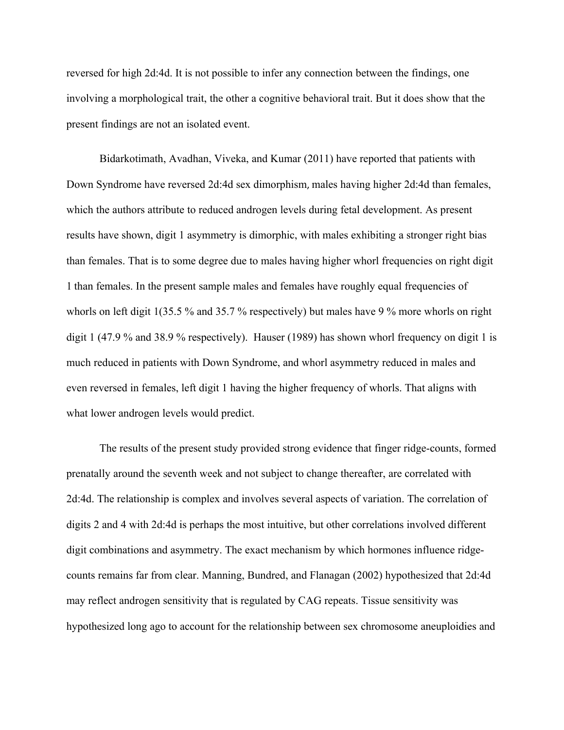reversed for high 2d:4d. It is not possible to infer any connection between the findings, one involving a morphological trait, the other a cognitive behavioral trait. But it does show that the present findings are not an isolated event.

Bidarkotimath, Avadhan, Viveka, and Kumar (2011) have reported that patients with Down Syndrome have reversed 2d:4d sex dimorphism, males having higher 2d:4d than females, which the authors attribute to reduced androgen levels during fetal development. As present results have shown, digit 1 asymmetry is dimorphic, with males exhibiting a stronger right bias than females. That is to some degree due to males having higher whorl frequencies on right digit 1 than females. In the present sample males and females have roughly equal frequencies of whorls on left digit 1(35.5 % and 35.7 % respectively) but males have 9 % more whorls on right digit 1 (47.9 % and 38.9 % respectively). Hauser (1989) has shown whorl frequency on digit 1 is much reduced in patients with Down Syndrome, and whorl asymmetry reduced in males and even reversed in females, left digit 1 having the higher frequency of whorls. That aligns with what lower androgen levels would predict.

The results of the present study provided strong evidence that finger ridge-counts, formed prenatally around the seventh week and not subject to change thereafter, are correlated with 2d:4d. The relationship is complex and involves several aspects of variation. The correlation of digits 2 and 4 with 2d:4d is perhaps the most intuitive, but other correlations involved different digit combinations and asymmetry. The exact mechanism by which hormones influence ridge-counts remains far from clear. Manning, Bundred, and Flanagan (2002) hypothesized that 2d:4d may reflect androgen sensitivity that is regulated by CAG repeats. Tissue sensitivity was hypothesized long ago to account for the relationship between sex chromosome aneuploidies and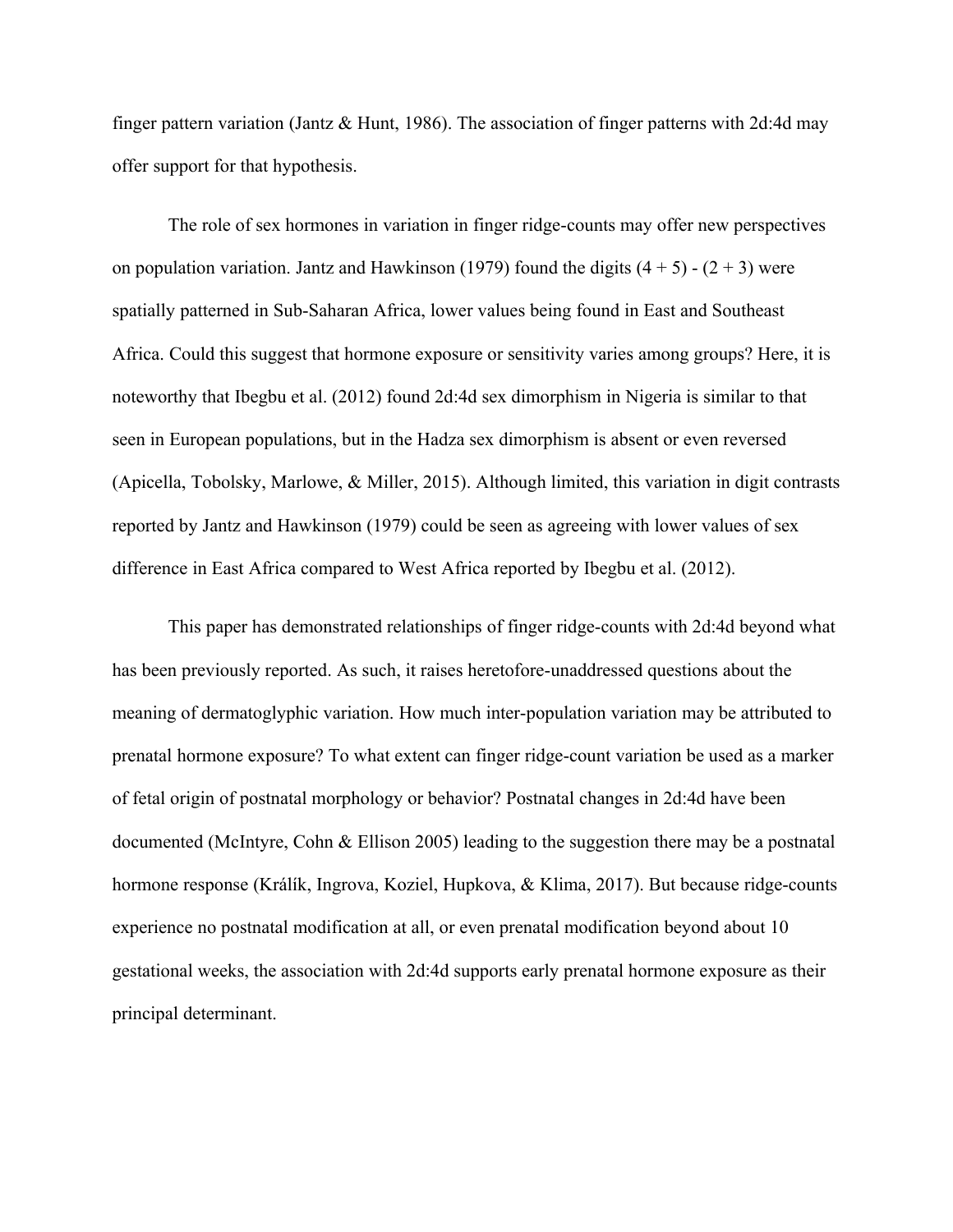finger pattern variation (Jantz & Hunt, 1986). The association of finger patterns with 2d:4d may offer support for that hypothesis.

The role of sex hormones in variation in finger ridge-counts may offer new perspectives on population variation. Jantz and Hawkinson (1979) found the digits (4 + 5) - (2 + 3) were spatially patterned in Sub-Saharan Africa, lower values being found in East and Southeast Africa. Could this suggest that hormone exposure or sensitivity varies among groups? Here, it is noteworthy that Ibegbu et al. (2012) found 2d:4d sex dimorphism in Nigeria is similar to that seen in European populations, but in the Hadza sex dimorphism is absent or even reversed (Apicella, Tobolsky, Marlowe, & Miller, 2015). Although limited, this variation in digit contrasts reported by Jantz and Hawkinson (1979) could be seen as agreeing with lower values of sex difference in East Africa compared to West Africa reported by Ibegbu et al. (2012).

This paper has demonstrated relationships of finger ridge-counts with 2d:4d beyond what has been previously reported. As such, it raises heretofore-unaddressed questions about the meaning of dermatoglyphic variation. How much inter-population variation may be attributed to prenatal hormone exposure? To what extent can finger ridge-count variation be used as a marker of fetal origin of postnatal morphology or behavior? Postnatal changes in 2d:4d have been documented (McIntyre, Cohn & Ellison 2005) leading to the suggestion there may be a postnatal hormone response (Králík, Ingrova, Koziel, Hupkova, & Klima, 2017). But because ridge-counts experience no postnatal modification at all, or even prenatal modification beyond about 10 gestational weeks, the association with 2d:4d supports early prenatal hormone exposure as their principal determinant.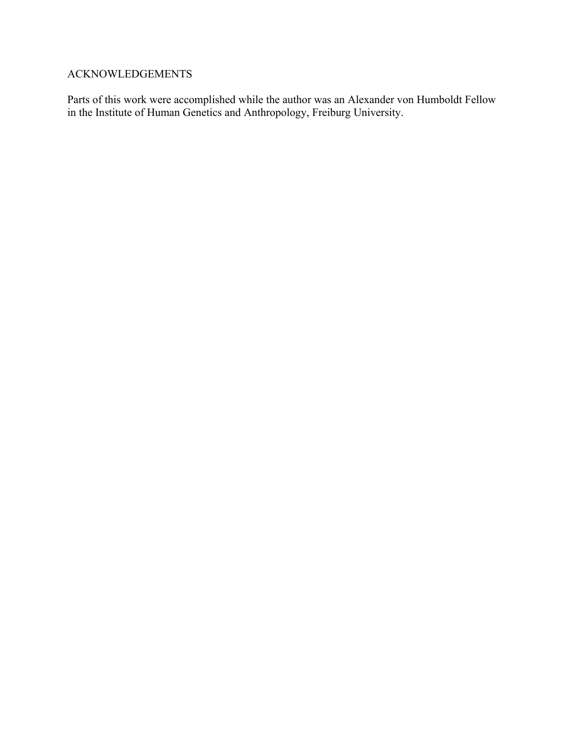## ACKNOWLEDGEMENTS

Parts of this work were accomplished while the author was an Alexander von Humboldt Fellow in the Institute of Human Genetics and Anthropology, Freiburg University.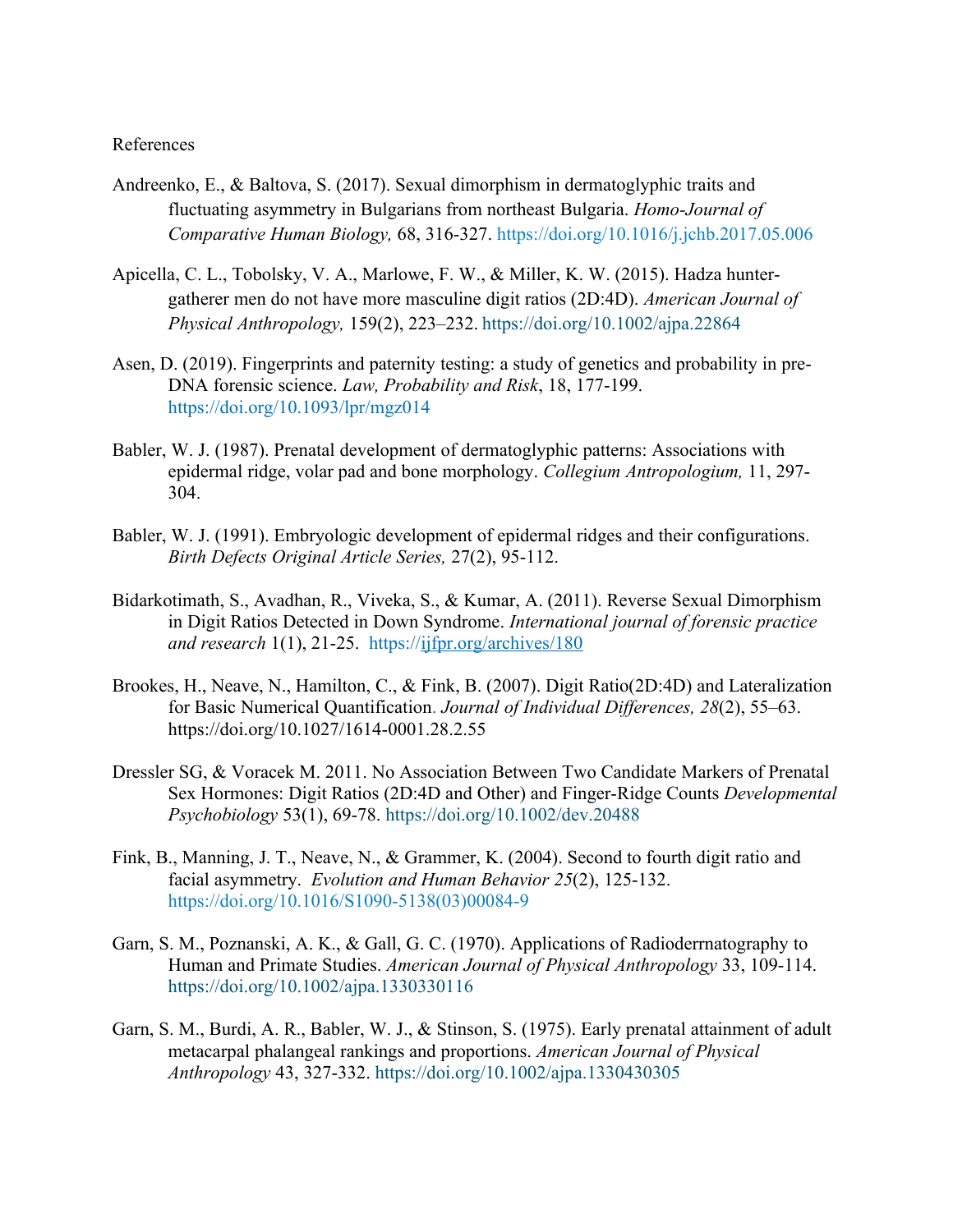References

Andreenko, E., & Baltova, S. (2017). Sexual dimorphism in dermatoglyphic traits and fluctuating asymmetry in Bulgarians from northeast Bulgaria. *Homo-Journal of Comparative Human Biology,* 68, 316-327. https://doi.org/10.1016/j.jchb.2017.05.006

Apicella, C. L., Tobolsky, V. A., Marlowe, F. W., & Miller, K. W. (2015). Hadza hunter-gatherer men do not have more masculine digit ratios (2D:4D). *American Journal of Physical Anthropology,* 159(2), 223–232. https://doi.org/10.1002/ajpa.22864

Asen, D. (2019). Fingerprints and paternity testing: a study of genetics and probability in pre-DNA forensic science. *Law, Probability and Risk*, 18, 177-199. https://doi.org/10.1093/lpr/mgz014

Babler, W. J. (1987). Prenatal development of dermatoglyphic patterns: Associations with epidermal ridge, volar pad and bone morphology. *Collegium Antropologium,* 11, 297-304.

Babler, W. J. (1991). Embryologic development of epidermal ridges and their configurations. *Birth Defects Original Article Series,* 27(2), 95-112.

Bidarkotimath, S., Avadhan, R., Viveka, S., & Kumar, A. (2011). Reverse Sexual Dimorphism in Digit Ratios Detected in Down Syndrome. *International journal of forensic practice and research* 1(1), 21-25. https://ijfpr.org/archives/180

Brookes, H., Neave, N., Hamilton, C., & Fink, B. (2007). Digit Ratio(2D:4D) and Lateralization for Basic Numerical Quantification. *Journal of Individual Differences, 28*(2), 55–63. https://doi.org/10.1027/1614-0001.28.2.55

Dressler SG, & Voracek M. 2011. No Association Between Two Candidate Markers of Prenatal Sex Hormones: Digit Ratios (2D:4D and Other) and Finger-Ridge Counts *Developmental Psychobiology* 53(1), 69-78. https://doi.org/10.1002/dev.20488

Fink, B., Manning, J. T., Neave, N., & Grammer, K. (2004). Second to fourth digit ratio and facial asymmetry. *Evolution and Human Behavior 25*(2), 125-132. https://doi.org/10.1016/S1090-5138(03)00084-9

Garn, S. M., Poznanski, A. K., & Gall, G. C. (1970). Applications of Radioderrnatography to Human and Primate Studies. *American Journal of Physical Anthropology* 33, 109-114. https://doi.org/10.1002/ajpa.1330330116

Garn, S. M., Burdi, A. R., Babler, W. J., & Stinson, S. (1975). Early prenatal attainment of adult metacarpal phalangeal rankings and proportions. *American Journal of Physical Anthropology* 43, 327-332. https://doi.org/10.1002/ajpa.1330430305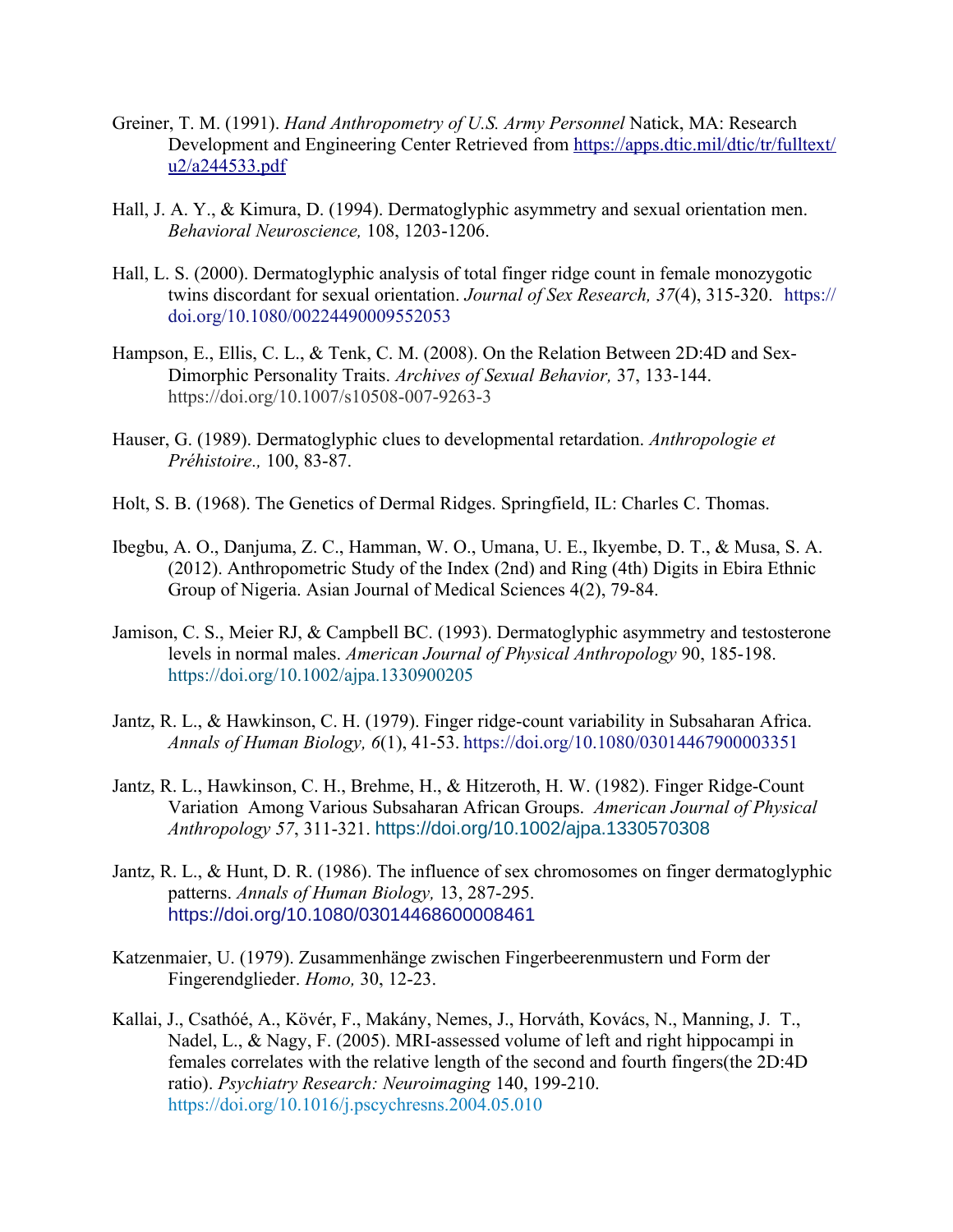Greiner, T. M. (1991). *Hand Anthropometry of U.S. Army Personnel* Natick, MA: Research Development and Engineering Center Retrieved from https://apps.dtic.mil/dtic/tr/fulltext/u2/a244533.pdf

Hall, J. A. Y., & Kimura, D. (1994). Dermatoglyphic asymmetry and sexual orientation men. *Behavioral Neuroscience,* 108, 1203-1206.

Hall, L. S. (2000). Dermatoglyphic analysis of total finger ridge count in female monozygotic twins discordant for sexual orientation. *Journal of Sex Research, 37*(4), 315-320. https://doi.org/10.1080/00224490009552053

Hampson, E., Ellis, C. L., & Tenk, C. M. (2008). On the Relation Between 2D:4D and Sex-Dimorphic Personality Traits. *Archives of Sexual Behavior,* 37, 133-144. https://doi.org/10.1007/s10508-007-9263-3

Hauser, G. (1989). Dermatoglyphic clues to developmental retardation. *Anthropologie et Préhistoire.,* 100, 83-87.

Holt, S. B. (1968). The Genetics of Dermal Ridges. Springfield, IL: Charles C. Thomas.

Ibegbu, A. O., Danjuma, Z. C., Hamman, W. O., Umana, U. E., Ikyembe, D. T., & Musa, S. A. (2012). Anthropometric Study of the Index (2nd) and Ring (4th) Digits in Ebira Ethnic Group of Nigeria. Asian Journal of Medical Sciences 4(2), 79-84.

Jamison, C. S., Meier RJ, & Campbell BC. (1993). Dermatoglyphic asymmetry and testosterone levels in normal males. *American Journal of Physical Anthropology* 90, 185-198. https://doi.org/10.1002/ajpa.1330900205

Jantz, R. L., & Hawkinson, C. H. (1979). Finger ridge-count variability in Subsaharan Africa. *Annals of Human Biology, 6*(1), 41-53. https://doi.org/10.1080/03014467900003351

Jantz, R. L., Hawkinson, C. H., Brehme, H., & Hitzeroth, H. W. (1982). Finger Ridge-Count Variation Among Various Subsaharan African Groups. *American Journal of Physical Anthropology 57*, 311-321. https://doi.org/10.1002/ajpa.1330570308

Jantz, R. L., & Hunt, D. R. (1986). The influence of sex chromosomes on finger dermatoglyphic patterns. *Annals of Human Biology,* 13, 287-295. https://doi.org/10.1080/03014468600008461

Katzenmaier, U. (1979). Zusammenhänge zwischen Fingerbeerenmustern und Form der Fingerendglieder. *Homo,* 30, 12-23.

Kallai, J., Csathóé, A., Kövér, F., Makány, Nemes, J., Horváth, Kovács, N., Manning, J. T., Nadel, L., & Nagy, F. (2005). MRI-assessed volume of left and right hippocampi in females correlates with the relative length of the second and fourth fingers(the 2D:4D ratio). *Psychiatry Research: Neuroimaging* 140, 199-210. https://doi.org/10.1016/j.pscychresns.2004.05.010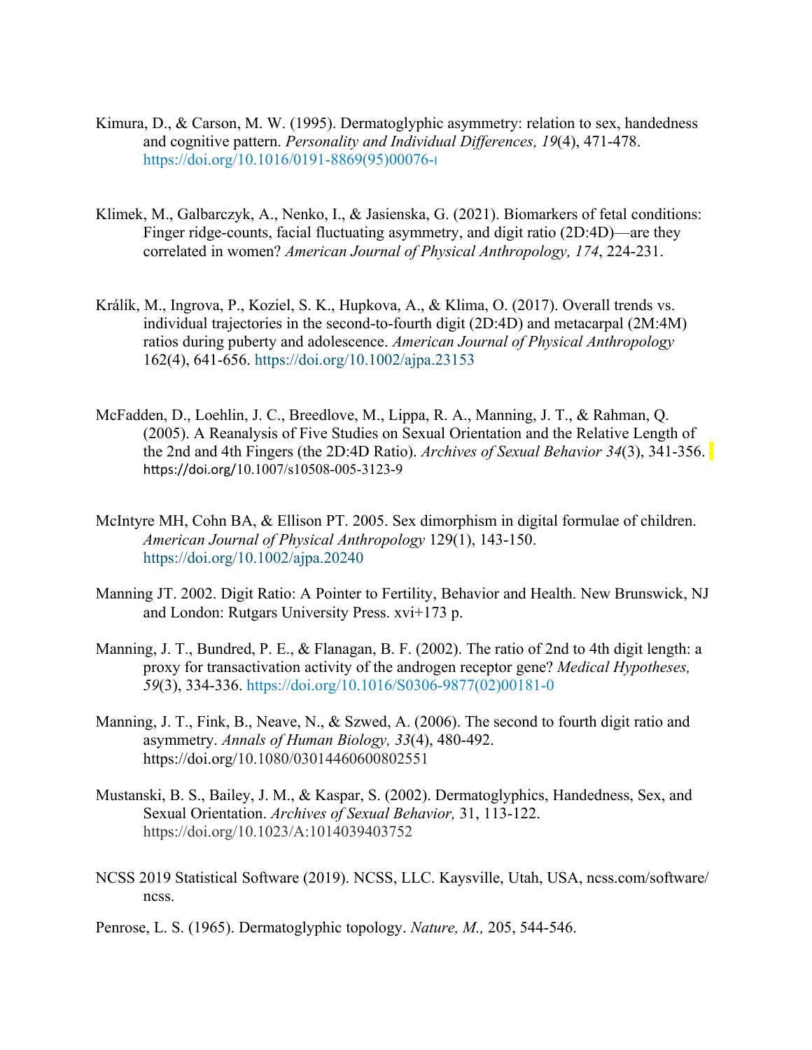Kimura, D., & Carson, M. W. (1995). Dermatoglyphic asymmetry: relation to sex, handedness and cognitive pattern. *Personality and Individual Differences, 19*(4), 471-478. https://doi.org/10.1016/0191-8869(95)00076-I

Klimek, M., Galbarczyk, A., Nenko, I., & Jasienska, G. (2021). Biomarkers of fetal conditions: Finger ridge-counts, facial fluctuating asymmetry, and digit ratio (2D:4D)—are they correlated in women? *American Journal of Physical Anthropology, 174*, 224-231.

Králík, M., Ingrova, P., Koziel, S. K., Hupkova, A., & Klima, O. (2017). Overall trends vs. individual trajectories in the second-to-fourth digit (2D:4D) and metacarpal (2M:4M) ratios during puberty and adolescence. *American Journal of Physical Anthropology* 162(4), 641-656. https://doi.org/10.1002/ajpa.23153

McFadden, D., Loehlin, J. C., Breedlove, M., Lippa, R. A., Manning, J. T., & Rahman, Q. (2005). A Reanalysis of Five Studies on Sexual Orientation and the Relative Length of the 2nd and 4th Fingers (the 2D:4D Ratio). *Archives of Sexual Behavior 34*(3), 341-356. https://doi.org/10.1007/s10508-005-3123-9

McIntyre MH, Cohn BA, & Ellison PT. 2005. Sex dimorphism in digital formulae of children. *American Journal of Physical Anthropology* 129(1), 143-150. https://doi.org/10.1002/ajpa.20240

Manning JT. 2002. Digit Ratio: A Pointer to Fertility, Behavior and Health. New Brunswick, NJ and London: Rutgars University Press. xvi+173 p.

Manning, J. T., Bundred, P. E., & Flanagan, B. F. (2002). The ratio of 2nd to 4th digit length: a proxy for transactivation activity of the androgen receptor gene? *Medical Hypotheses, 59*(3), 334-336. https://doi.org/10.1016/S0306-9877(02)00181-0

Manning, J. T., Fink, B., Neave, N., & Szwed, A. (2006). The second to fourth digit ratio and asymmetry. *Annals of Human Biology, 33*(4), 480-492. https://doi.org/10.1080/03014460600802551

Mustanski, B. S., Bailey, J. M., & Kaspar, S. (2002). Dermatoglyphics, Handedness, Sex, and Sexual Orientation. *Archives of Sexual Behavior,* 31, 113-122. https://doi.org/10.1023/A:1014039403752

NCSS 2019 Statistical Software (2019). NCSS, LLC. Kaysville, Utah, USA, ncss.com/software/ncss.

Penrose, L. S. (1965). Dermatoglyphic topology. *Nature, M.,* 205, 544-546.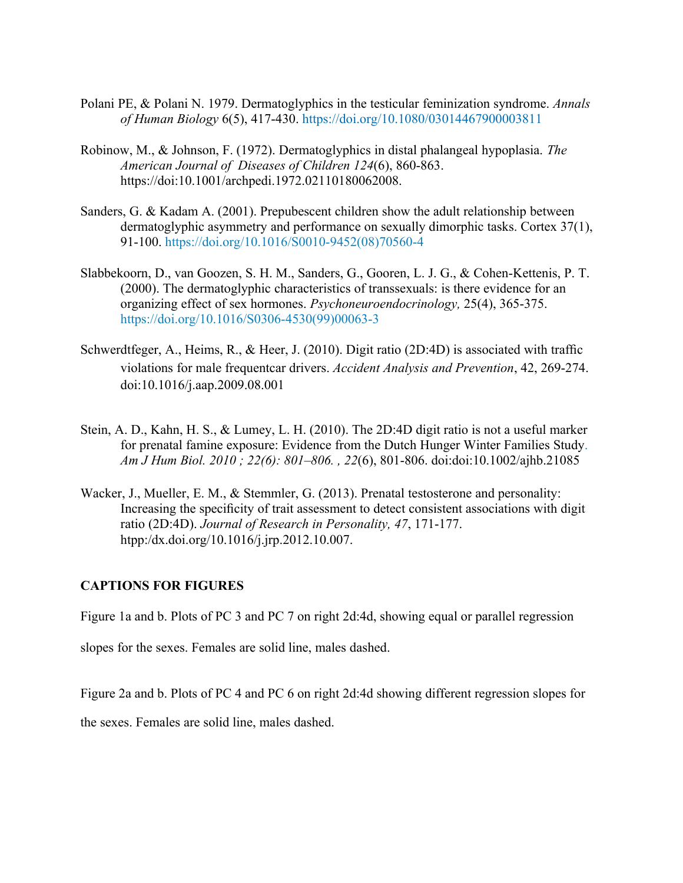Polani PE, & Polani N. 1979. Dermatoglyphics in the testicular feminization syndrome. *Annals of Human Biology* 6(5), 417-430. https://doi.org/10.1080/03014467900003811

Robinow, M., & Johnson, F. (1972). Dermatoglyphics in distal phalangeal hypoplasia. *The American Journal of Diseases of Children 124*(6), 860-863. https://doi:10.1001/archpedi.1972.02110180062008.

Sanders, G. & Kadam A. (2001). Prepubescent children show the adult relationship between dermatoglyphic asymmetry and performance on sexually dimorphic tasks. Cortex 37(1), 91-100. https://doi.org/10.1016/S0010-9452(08)70560-4

Slabbekoorn, D., van Goozen, S. H. M., Sanders, G., Gooren, L. J. G., & Cohen-Kettenis, P. T. (2000). The dermatoglyphic characteristics of transsexuals: is there evidence for an organizing effect of sex hormones. *Psychoneuroendocrinology,* 25(4), 365-375. https://doi.org/10.1016/S0306-4530(99)00063-3

Schwerdtfeger, A., Heims, R., & Heer, J. (2010). Digit ratio (2D:4D) is associated with traffic violations for male frequentcar drivers. *Accident Analysis and Prevention*, 42, 269-274. doi:10.1016/j.aap.2009.08.001

Stein, A. D., Kahn, H. S., & Lumey, L. H. (2010). The 2D:4D digit ratio is not a useful marker for prenatal famine exposure: Evidence from the Dutch Hunger Winter Families Study. *Am J Hum Biol. 2010 ; 22(6): 801–806. , 22*(6), 801-806. doi:doi:10.1002/ajhb.21085

Wacker, J., Mueller, E. M., & Stemmler, G. (2013). Prenatal testosterone and personality: Increasing the specificity of trait assessment to detect consistent associations with digit ratio (2D:4D). *Journal of Research in Personality, 47*, 171-177. htpp:/dx.doi.org/10.1016/j.jrp.2012.10.007.

**CAPTIONS FOR FIGURES**

Figure 1a and b. Plots of PC 3 and PC 7 on right 2d:4d, showing equal or parallel regression slopes for the sexes. Females are solid line, males dashed.

Figure 2a and b. Plots of PC 4 and PC 6 on right 2d:4d showing different regression slopes for the sexes. Females are solid line, males dashed.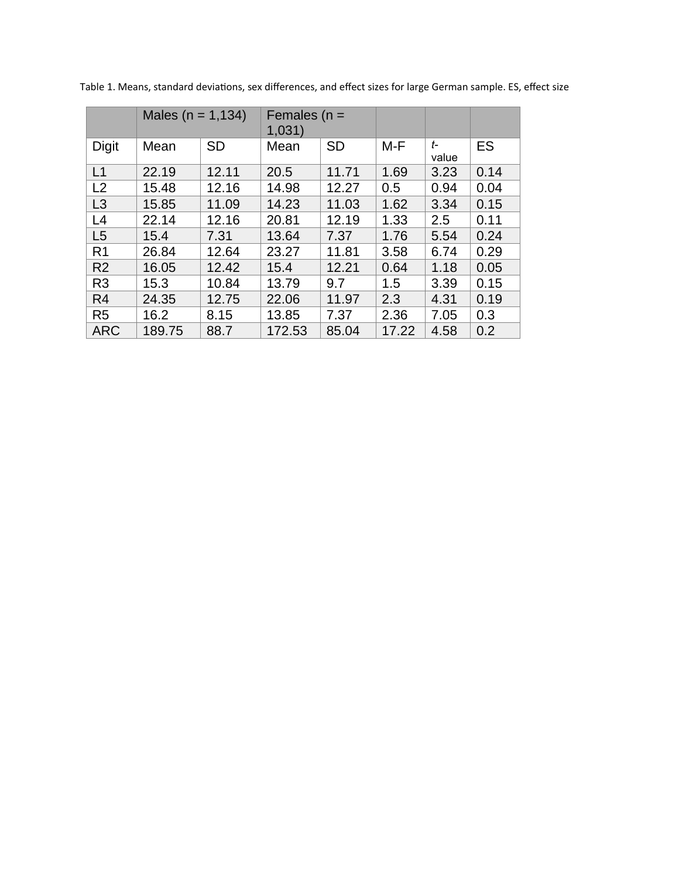Table 1. Means, standard deviations, sex differences, and effect sizes for large German sample. ES, effect size

| | Males (n = 1,134) | | Females (n = 1,031) | | | | |
|---|---|---|---|---|---|---|---|
| Digit | Mean | SD | Mean | SD | M-F | *t*-value | ES |
| L1 | 22.19 | 12.11 | 20.5 | 11.71 | 1.69 | 3.23 | 0.14 |
| L2 | 15.48 | 12.16 | 14.98 | 12.27 | 0.5 | 0.94 | 0.04 |
| L3 | 15.85 | 11.09 | 14.23 | 11.03 | 1.62 | 3.34 | 0.15 |
| L4 | 22.14 | 12.16 | 20.81 | 12.19 | 1.33 | 2.5 | 0.11 |
| L5 | 15.4 | 7.31 | 13.64 | 7.37 | 1.76 | 5.54 | 0.24 |
| R1 | 26.84 | 12.64 | 23.27 | 11.81 | 3.58 | 6.74 | 0.29 |
| R2 | 16.05 | 12.42 | 15.4 | 12.21 | 0.64 | 1.18 | 0.05 |
| R3 | 15.3 | 10.84 | 13.79 | 9.7 | 1.5 | 3.39 | 0.15 |
| R4 | 24.35 | 12.75 | 22.06 | 11.97 | 2.3 | 4.31 | 0.19 |
| R5 | 16.2 | 8.15 | 13.85 | 7.37 | 2.36 | 7.05 | 0.3 |
| ARC | 189.75 | 88.7 | 172.53 | 85.04 | 17.22 | 4.58 | 0.2 |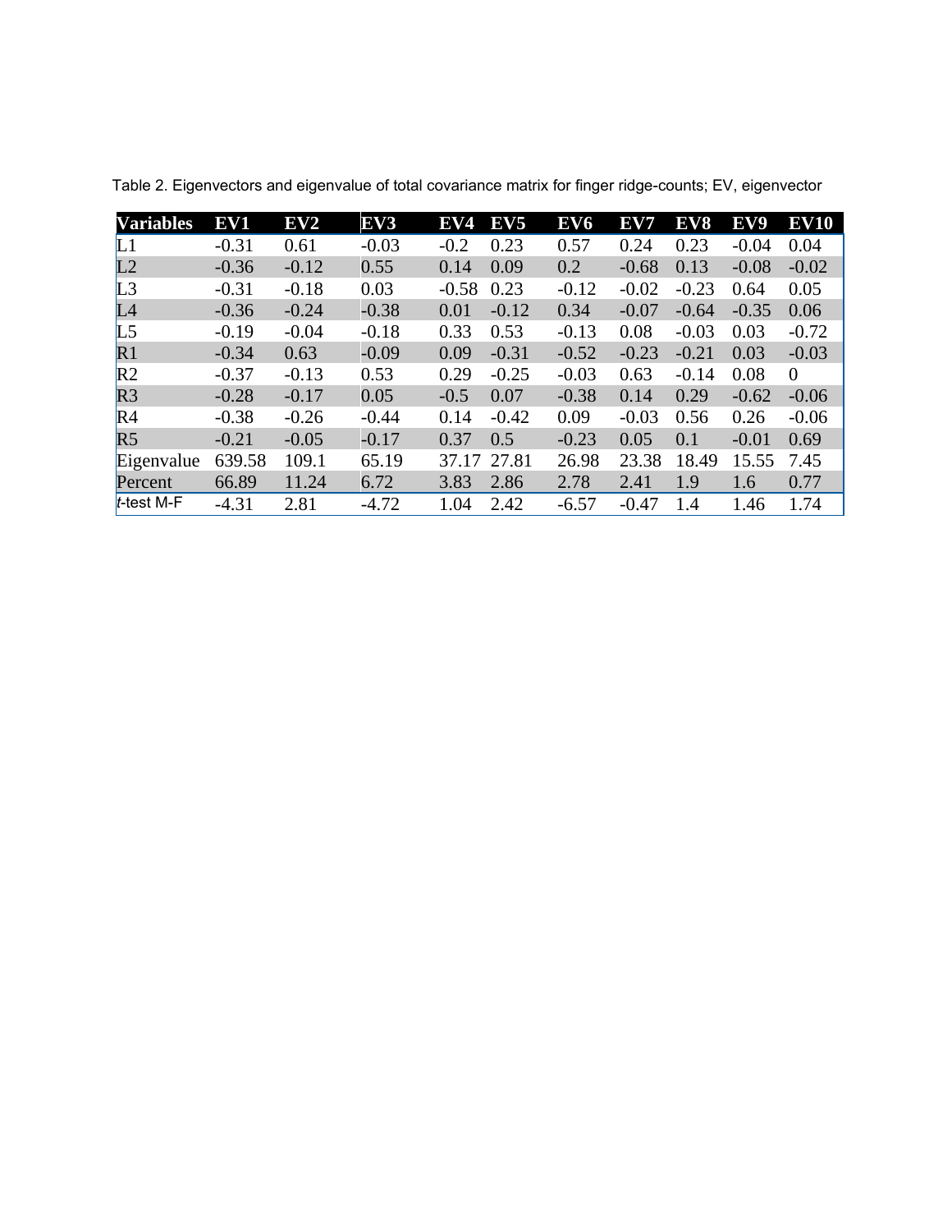Table 2. Eigenvectors and eigenvalue of total covariance matrix for finger ridge-counts; EV, eigenvector

| Variables | EV1 | EV2 | EV3 | EV4 | EV5 | EV6 | EV7 | EV8 | EV9 | EV10 |
|---|---|---|---|---|---|---|---|---|---|---|
| L1 | -0.31 | 0.61 | -0.03 | -0.2 | 0.23 | 0.57 | 0.24 | 0.23 | -0.04 | 0.04 |
| L2 | -0.36 | -0.12 | 0.55 | 0.14 | 0.09 | 0.2 | -0.68 | 0.13 | -0.08 | -0.02 |
| L3 | -0.31 | -0.18 | 0.03 | -0.58 | 0.23 | -0.12 | -0.02 | -0.23 | 0.64 | 0.05 |
| L4 | -0.36 | -0.24 | -0.38 | 0.01 | -0.12 | 0.34 | -0.07 | -0.64 | -0.35 | 0.06 |
| L5 | -0.19 | -0.04 | -0.18 | 0.33 | 0.53 | -0.13 | 0.08 | -0.03 | 0.03 | -0.72 |
| R1 | -0.34 | 0.63 | -0.09 | 0.09 | -0.31 | -0.52 | -0.23 | -0.21 | 0.03 | -0.03 |
| R2 | -0.37 | -0.13 | 0.53 | 0.29 | -0.25 | -0.03 | 0.63 | -0.14 | 0.08 | 0 |
| R3 | -0.28 | -0.17 | 0.05 | -0.5 | 0.07 | -0.38 | 0.14 | 0.29 | -0.62 | -0.06 |
| R4 | -0.38 | -0.26 | -0.44 | 0.14 | -0.42 | 0.09 | -0.03 | 0.56 | 0.26 | -0.06 |
| R5 | -0.21 | -0.05 | -0.17 | 0.37 | 0.5 | -0.23 | 0.05 | 0.1 | -0.01 | 0.69 |
| Eigenvalue | 639.58 | 109.1 | 65.19 | 37.17 | 27.81 | 26.98 | 23.38 | 18.49 | 15.55 | 7.45 |
| Percent | 66.89 | 11.24 | 6.72 | 3.83 | 2.86 | 2.78 | 2.41 | 1.9 | 1.6 | 0.77 |
| *t*-test M-F | -4.31 | 2.81 | -4.72 | 1.04 | 2.42 | -6.57 | -0.47 | 1.4 | 1.46 | 1.74 |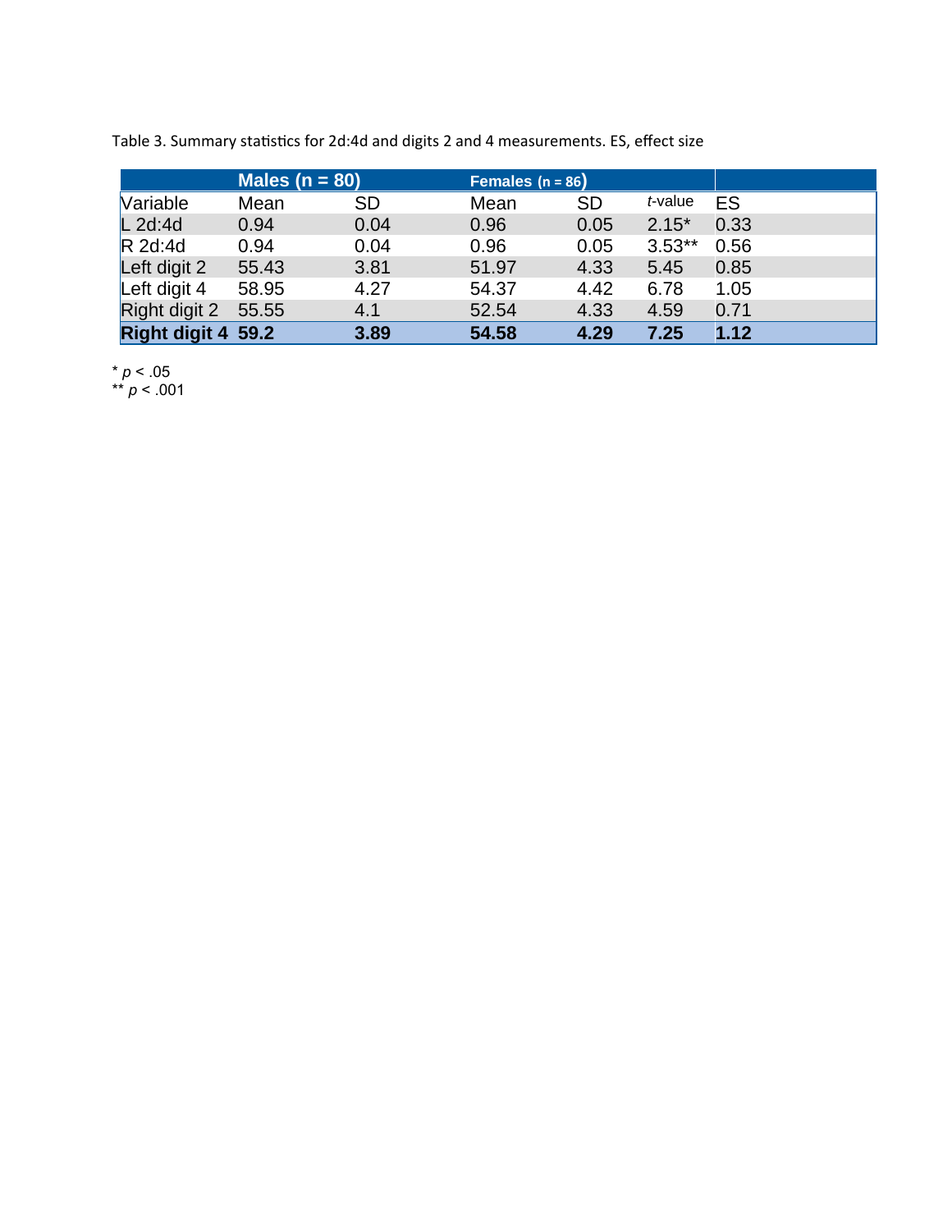Table 3. Summary statistics for 2d:4d and digits 2 and 4 measurements. ES, effect size

| | Males (n = 80) | | Females (n = 86) | | | |
|---|---|---|---|---|---|---|
| Variable | Mean | SD | Mean | SD | *t*-value | ES |
| L 2d:4d | 0.94 | 0.04 | 0.96 | 0.05 | 2.15* | 0.33 |
| R 2d:4d | 0.94 | 0.04 | 0.96 | 0.05 | 3.53** | 0.56 |
| Left digit 2 | 55.43 | 3.81 | 51.97 | 4.33 | 5.45 | 0.85 |
| Left digit 4 | 58.95 | 4.27 | 54.37 | 4.42 | 6.78 | 1.05 |
| Right digit 2 | 55.55 | 4.1 | 52.54 | 4.33 | 4.59 | 0.71 |
| **Right digit 4** | **59.2** | **3.89** | **54.58** | **4.29** | **7.25** | **1.12** |

* $p < .05$
** $p < .001$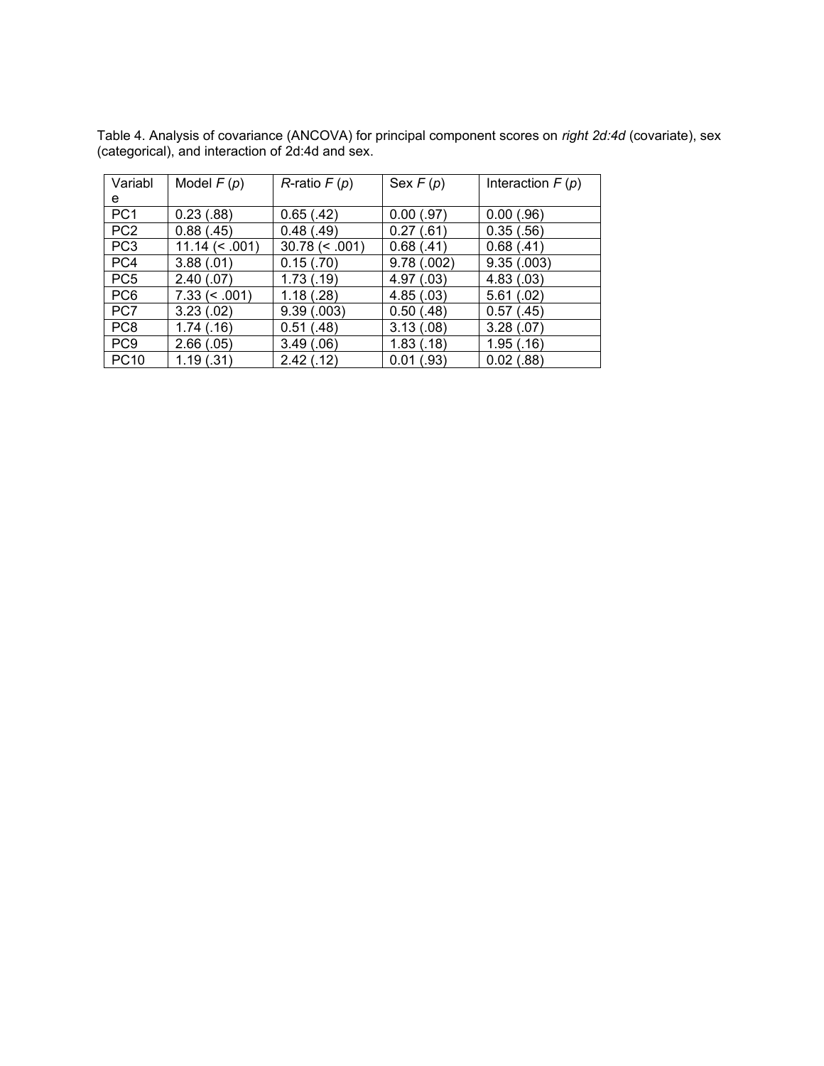Table 4. Analysis of covariance (ANCOVA) for principal component scores on *right 2d:4d* (covariate), sex (categorical), and interaction of 2d:4d and sex.

| Variable | Model $F$ ($p$) | $R$-ratio $F$ ($p$) | Sex $F$ ($p$) | Interaction $F$ ($p$) |
|---|---|---|---|---|
| PC1 | 0.23 (.88) | 0.65 (.42) | 0.00 (.97) | 0.00 (.96) |
| PC2 | 0.88 (.45) | 0.48 (.49) | 0.27 (.61) | 0.35 (.56) |
| PC3 | 11.14 (< .001) | 30.78 (< .001) | 0.68 (.41) | 0.68 (.41) |
| PC4 | 3.88 (.01) | 0.15 (.70) | 9.78 (.002) | 9.35 (.003) |
| PC5 | 2.40 (.07) | 1.73 (.19) | 4.97 (.03) | 4.83 (.03) |
| PC6 | 7.33 (< .001) | 1.18 (.28) | 4.85 (.03) | 5.61 (.02) |
| PC7 | 3.23 (.02) | 9.39 (.003) | 0.50 (.48) | 0.57 (.45) |
| PC8 | 1.74 (.16) | 0.51 (.48) | 3.13 (.08) | 3.28 (.07) |
| PC9 | 2.66 (.05) | 3.49 (.06) | 1.83 (.18) | 1.95 (.16) |
| PC10 | 1.19 (.31) | 2.42 (.12) | 0.01 (.93) | 0.02 (.88) |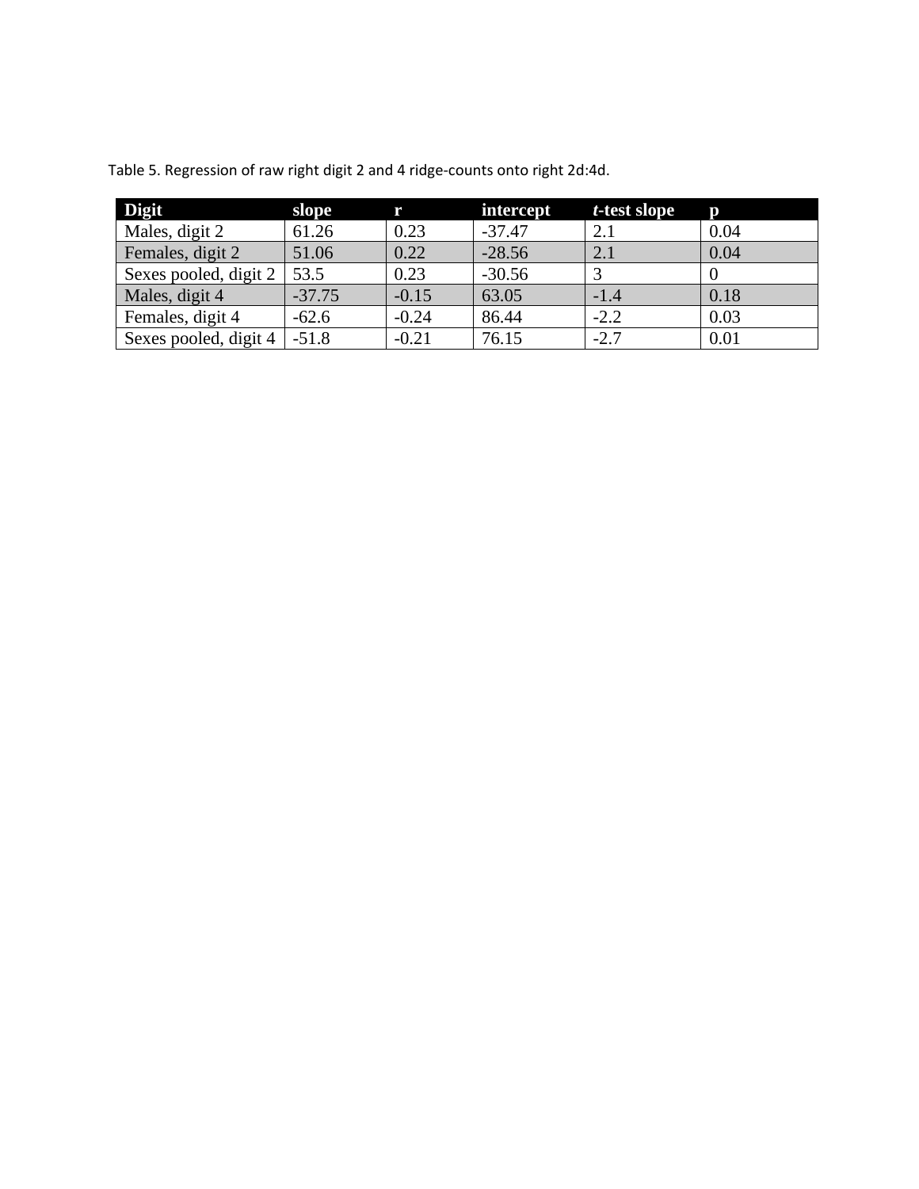Table 5. Regression of raw right digit 2 and 4 ridge-counts onto right 2d:4d.

| Digit | slope | r | intercept | *t*-test slope | p |
|---|---|---|---|---|---|
| Males, digit 2 | 61.26 | 0.23 | -37.47 | 2.1 | 0.04 |
| Females, digit 2 | 51.06 | 0.22 | -28.56 | 2.1 | 0.04 |
| Sexes pooled, digit 2 | 53.5 | 0.23 | -30.56 | 3 | 0 |
| Males, digit 4 | -37.75 | -0.15 | 63.05 | -1.4 | 0.18 |
| Females, digit 4 | -62.6 | -0.24 | 86.44 | -2.2 | 0.03 |
| Sexes pooled, digit 4 | -51.8 | -0.21 | 76.15 | -2.7 | 0.01 |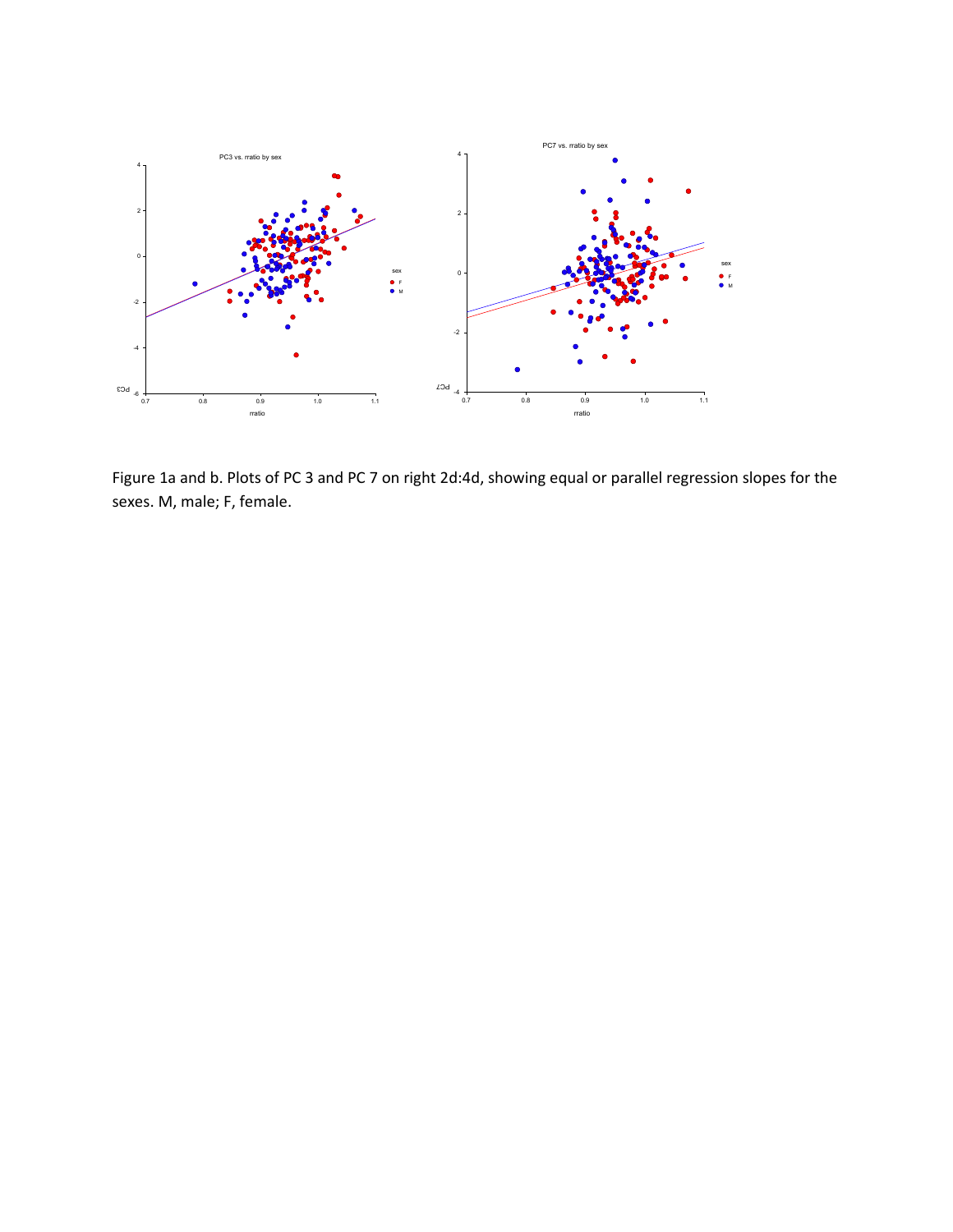Figure 1a and b. Plots of PC 3 and PC 7 on right 2d:4d, showing equal or parallel regression slopes for the sexes. M, male; F, female.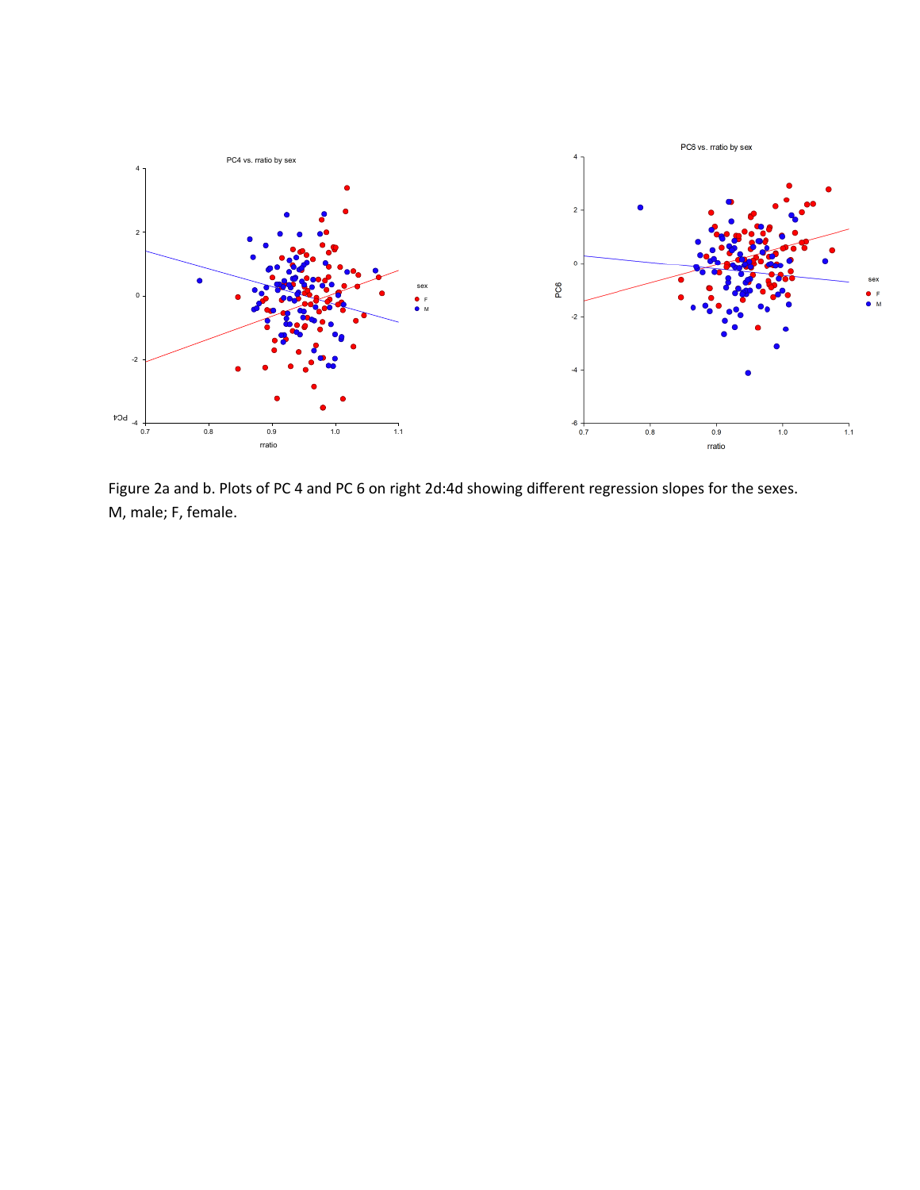PC4 vs. rratio by sex

4
2
0
-2
-4
PC4

0.7 0.8 0.9 1.0 1.1
rratio

sex
F
M

PC6 vs. rratio by sex

4
2
0
-2
-4
-6
PC6

0.7 0.8 0.9 1.0 1.1
rratio

sex
F
M

Figure 2a and b. Plots of PC 4 and PC 6 on right 2d:4d showing different regression slopes for the sexes. M, male; F, female.